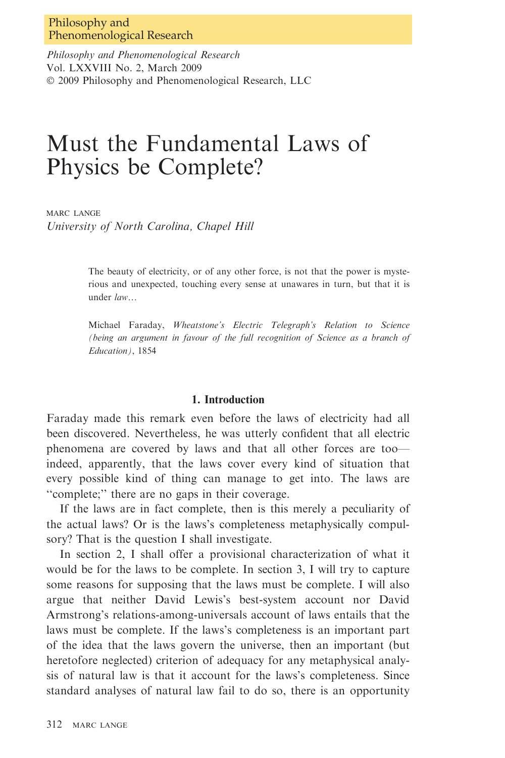# Must the Fundamental Laws of Physics be Complete?

MARC LANGE

*University of North Carolina, Chapel Hill*

> The beauty of electricity, or of any other force, is not that the power is mysterious and unexpected, touching every sense at unawares in turn, but that it is under *law*…
>
> Michael Faraday, *Wheatstone's Electric Telegraph's Relation to Science (being an argument in favour of the full recognition of Science as a branch of Education)*, 1854

## 1. Introduction

Faraday made this remark even before the laws of electricity had all been discovered. Nevertheless, he was utterly confident that all electric phenomena are covered by laws and that all other forces are too—indeed, apparently, that the laws cover every kind of situation that every possible kind of thing can manage to get into. The laws are "complete;" there are no gaps in their coverage.

If the laws are in fact complete, then is this merely a peculiarity of the actual laws? Or is the laws's completeness metaphysically compulsory? That is the question I shall investigate.

In section 2, I shall offer a provisional characterization of what it would be for the laws to be complete. In section 3, I will try to capture some reasons for supposing that the laws must be complete. I will also argue that neither David Lewis's best-system account nor David Armstrong's relations-among-universals account of laws entails that the laws must be complete. If the laws's completeness is an important part of the idea that the laws govern the universe, then an important (but heretofore neglected) criterion of adequacy for any metaphysical analysis of natural law is that it account for the laws's completeness. Since standard analyses of natural law fail to do so, there is an opportunity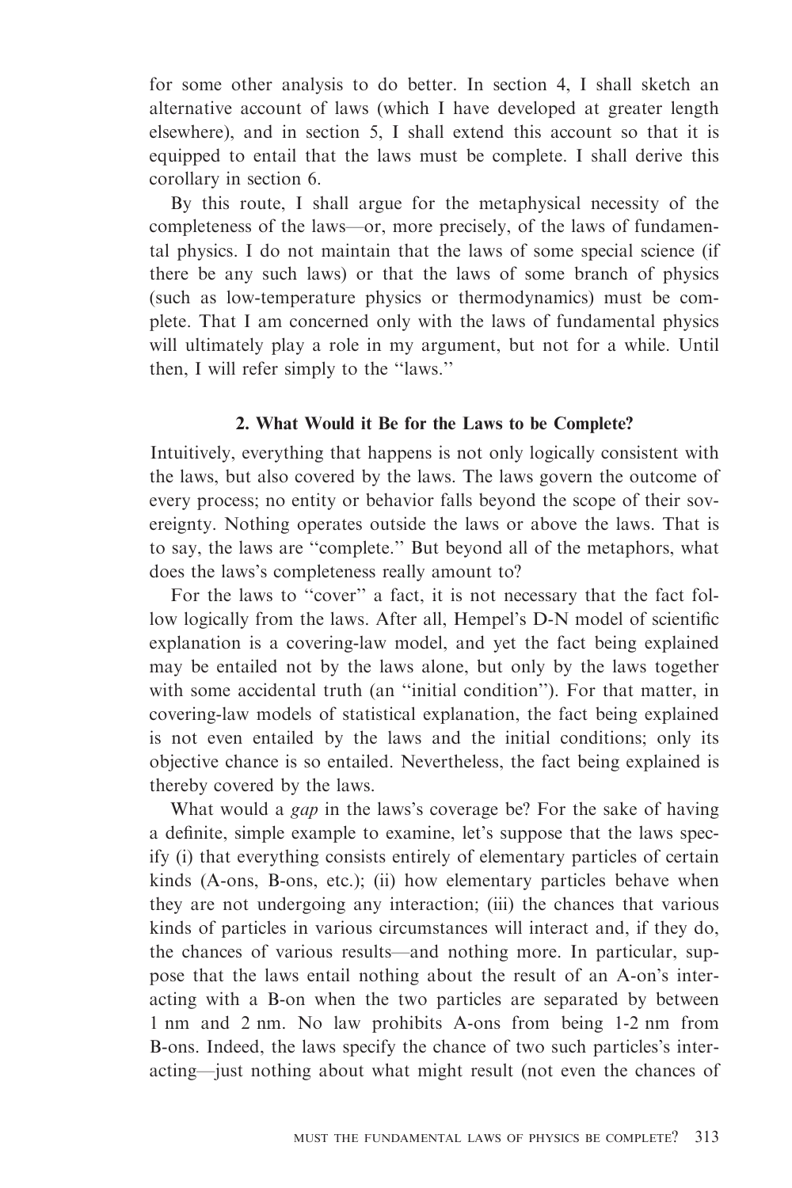for some other analysis to do better. In section 4, I shall sketch an alternative account of laws (which I have developed at greater length elsewhere), and in section 5, I shall extend this account so that it is equipped to entail that the laws must be complete. I shall derive this corollary in section 6.

By this route, I shall argue for the metaphysical necessity of the completeness of the laws—or, more precisely, of the laws of fundamental physics. I do not maintain that the laws of some special science (if there be any such laws) or that the laws of some branch of physics (such as low-temperature physics or thermodynamics) must be complete. That I am concerned only with the laws of fundamental physics will ultimately play a role in my argument, but not for a while. Until then, I will refer simply to the ''laws.''

## 2. What Would it Be for the Laws to be Complete?

Intuitively, everything that happens is not only logically consistent with the laws, but also covered by the laws. The laws govern the outcome of every process; no entity or behavior falls beyond the scope of their sovereignty. Nothing operates outside the laws or above the laws. That is to say, the laws are ''complete.'' But beyond all of the metaphors, what does the laws's completeness really amount to?

For the laws to ''cover'' a fact, it is not necessary that the fact follow logically from the laws. After all, Hempel's D-N model of scientific explanation is a covering-law model, and yet the fact being explained may be entailed not by the laws alone, but only by the laws together with some accidental truth (an ''initial condition''). For that matter, in covering-law models of statistical explanation, the fact being explained is not even entailed by the laws and the initial conditions; only its objective chance is so entailed. Nevertheless, the fact being explained is thereby covered by the laws.

What would a *gap* in the laws's coverage be? For the sake of having a definite, simple example to examine, let's suppose that the laws specify (i) that everything consists entirely of elementary particles of certain kinds (A-ons, B-ons, etc.); (ii) how elementary particles behave when they are not undergoing any interaction; (iii) the chances that various kinds of particles in various circumstances will interact and, if they do, the chances of various results—and nothing more. In particular, suppose that the laws entail nothing about the result of an A-on's interacting with a B-on when the two particles are separated by between 1 nm and 2 nm. No law prohibits A-ons from being 1-2 nm from B-ons. Indeed, the laws specify the chance of two such particles's interacting—just nothing about what might result (not even the chances of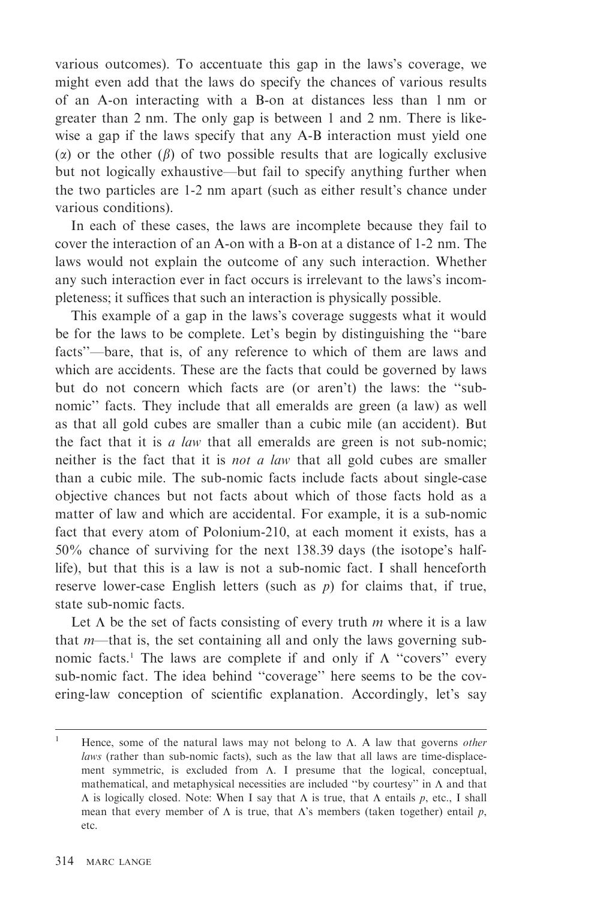various outcomes). To accentuate this gap in the laws's coverage, we might even add that the laws do specify the chances of various results of an A-on interacting with a B-on at distances less than 1 nm or greater than 2 nm. The only gap is between 1 and 2 nm. There is likewise a gap if the laws specify that any A-B interaction must yield one ($\alpha$) or the other ($\beta$) of two possible results that are logically exclusive but not logically exhaustive—but fail to specify anything further when the two particles are 1-2 nm apart (such as either result's chance under various conditions).

In each of these cases, the laws are incomplete because they fail to cover the interaction of an A-on with a B-on at a distance of 1-2 nm. The laws would not explain the outcome of any such interaction. Whether any such interaction ever in fact occurs is irrelevant to the laws's incompleteness; it suffices that such an interaction is physically possible.

This example of a gap in the laws's coverage suggests what it would be for the laws to be complete. Let's begin by distinguishing the "bare facts"—bare, that is, of any reference to which of them are laws and which are accidents. These are the facts that could be governed by laws but do not concern which facts are (or aren't) the laws: the "sub-nomic" facts. They include that all emeralds are green (a law) as well as that all gold cubes are smaller than a cubic mile (an accident). But the fact that it is *a law* that all emeralds are green is not sub-nomic; neither is the fact that it is *not a law* that all gold cubes are smaller than a cubic mile. The sub-nomic facts include facts about single-case objective chances but not facts about which of those facts hold as a matter of law and which are accidental. For example, it is a sub-nomic fact that every atom of Polonium-210, at each moment it exists, has a 50% chance of surviving for the next 138.39 days (the isotope's half-life), but that this is a law is not a sub-nomic fact. I shall henceforth reserve lower-case English letters (such as *p*) for claims that, if true, state sub-nomic facts.

Let $\Lambda$ be the set of facts consisting of every truth *m* where it is a law that *m*—that is, the set containing all and only the laws governing sub-nomic facts.[1] The laws are complete if and only if $\Lambda$ "covers" every sub-nomic fact. The idea behind "coverage" here seems to be the covering-law conception of scientific explanation. Accordingly, let's say

[1] Hence, some of the natural laws may not belong to $\Lambda$. A law that governs *other laws* (rather than sub-nomic facts), such as the law that all laws are time-displacement symmetric, is excluded from $\Lambda$. I presume that the logical, conceptual, mathematical, and metaphysical necessities are included "by courtesy" in $\Lambda$ and that $\Lambda$ is logically closed. Note: When I say that $\Lambda$ is true, that $\Lambda$ entails *p*, etc., I shall mean that every member of $\Lambda$ is true, that $\Lambda$'s members (taken together) entail *p*, etc.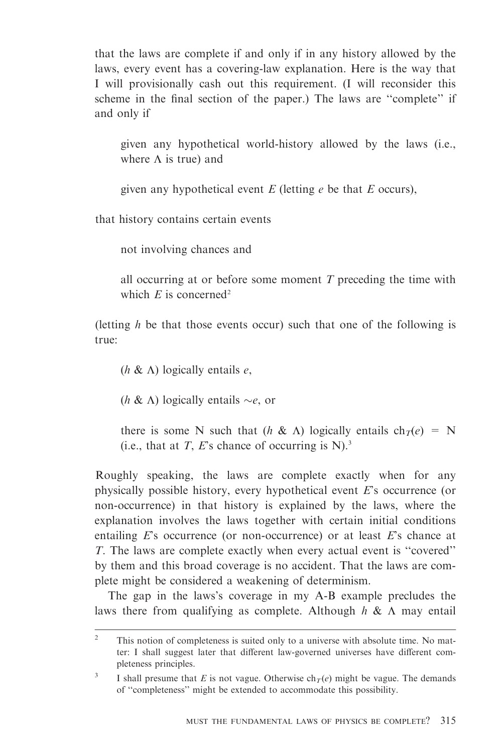that the laws are complete if and only if in any history allowed by the laws, every event has a covering-law explanation. Here is the way that I will provisionally cash out this requirement. (I will reconsider this scheme in the final section of the paper.) The laws are "complete" if and only if

> given any hypothetical world-history allowed by the laws (i.e., where $\Lambda$ is true) and
>
> given any hypothetical event $E$ (letting $e$ be that $E$ occurs),

that history contains certain events

> not involving chances and
>
> all occurring at or before some moment $T$ preceding the time with which $E$ is concerned[2]

(letting $h$ be that those events occur) such that one of the following is true:

> ($h$ & $\Lambda$) logically entails $e$,
>
> ($h$ & $\Lambda$) logically entails $\sim e$, or
>
> there is some N such that ($h$ & $\Lambda$) logically entails $ch_T(e) = N$ (i.e., that at $T$, $E$'s chance of occurring is N).[3]

Roughly speaking, the laws are complete exactly when for any physically possible history, every hypothetical event $E$'s occurrence (or non-occurrence) in that history is explained by the laws, where the explanation involves the laws together with certain initial conditions entailing $E$'s occurrence (or non-occurrence) or at least $E$'s chance at $T$. The laws are complete exactly when every actual event is "covered" by them and this broad coverage is no accident. That the laws are complete might be considered a weakening of determinism.

The gap in the laws's coverage in my A-B example precludes the laws there from qualifying as complete. Although $h$ & $\Lambda$ may entail

---

[2] This notion of completeness is suited only to a universe with absolute time. No matter: I shall suggest later that different law-governed universes have different completeness principles.

[3] I shall presume that $E$ is not vague. Otherwise $ch_T(e)$ might be vague. The demands of "completeness" might be extended to accommodate this possibility.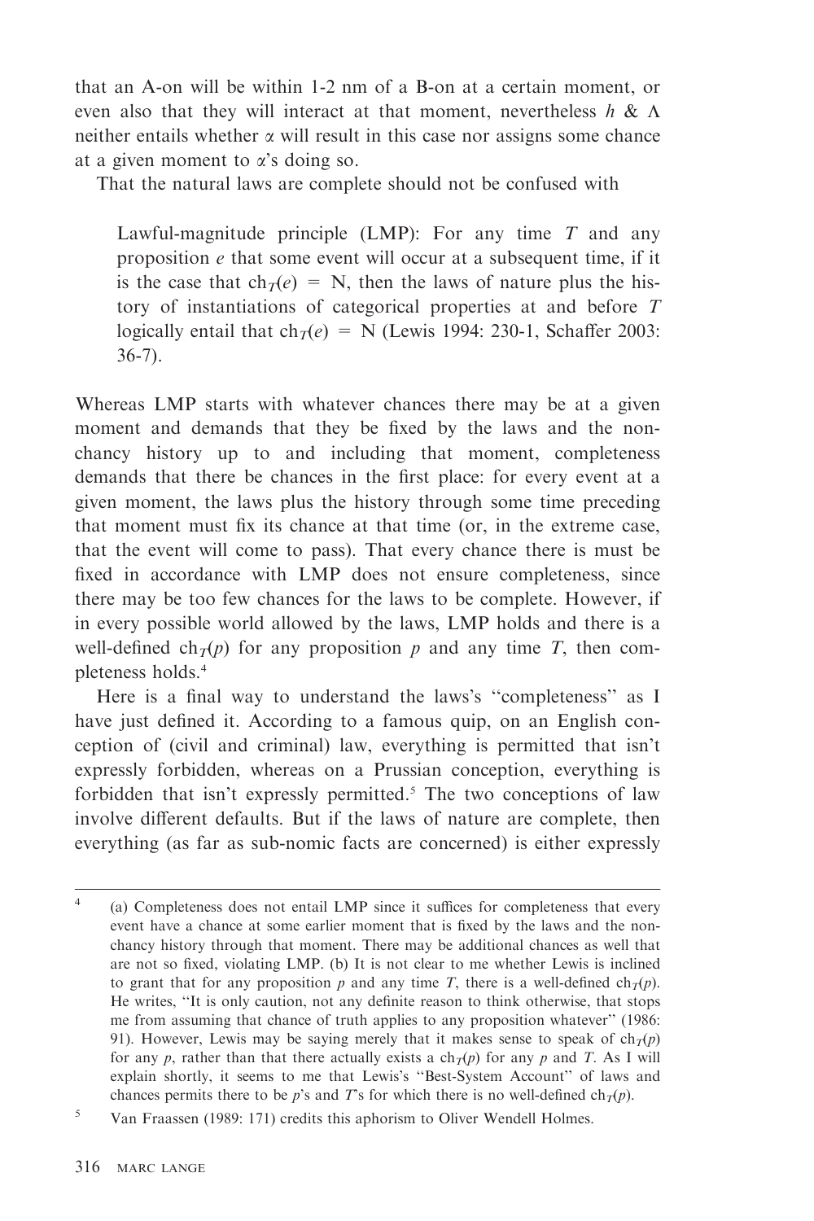that an A-on will be within 1-2 nm of a B-on at a certain moment, or even also that they will interact at that moment, nevertheless $h$ & $\Lambda$ neither entails whether $\alpha$ will result in this case nor assigns some chance at a given moment to $\alpha$'s doing so.

That the natural laws are complete should not be confused with

> Lawful-magnitude principle (LMP): For any time $T$ and any proposition $e$ that some event will occur at a subsequent time, if it is the case that $\mathrm{ch}_T(e) = \mathrm{N}$, then the laws of nature plus the history of instantiations of categorical properties at and before $T$ logically entail that $\mathrm{ch}_T(e) = \mathrm{N}$ (Lewis 1994: 230-1, Schaffer 2003: 36-7).

Whereas LMP starts with whatever chances there may be at a given moment and demands that they be fixed by the laws and the non-chancy history up to and including that moment, completeness demands that there be chances in the first place: for every event at a given moment, the laws plus the history through some time preceding that moment must fix its chance at that time (or, in the extreme case, that the event will come to pass). That every chance there is must be fixed in accordance with LMP does not ensure completeness, since there may be too few chances for the laws to be complete. However, if in every possible world allowed by the laws, LMP holds and there is a well-defined $\mathrm{ch}_T(p)$ for any proposition $p$ and any time $T$, then completeness holds.[4]

Here is a final way to understand the laws's "completeness" as I have just defined it. According to a famous quip, on an English conception of (civil and criminal) law, everything is permitted that isn't expressly forbidden, whereas on a Prussian conception, everything is forbidden that isn't expressly permitted.[5] The two conceptions of law involve different defaults. But if the laws of nature are complete, then everything (as far as sub-nomic facts are concerned) is either expressly

---

[4] (a) Completeness does not entail LMP since it suffices for completeness that every event have a chance at some earlier moment that is fixed by the laws and the non-chancy history through that moment. There may be additional chances as well that are not so fixed, violating LMP. (b) It is not clear to me whether Lewis is inclined to grant that for any proposition $p$ and any time $T$, there is a well-defined $\mathrm{ch}_T(p)$. He writes, "It is only caution, not any definite reason to think otherwise, that stops me from assuming that chance of truth applies to any proposition whatever" (1986: 91). However, Lewis may be saying merely that it makes sense to speak of $\mathrm{ch}_T(p)$ for any $p$, rather than that there actually exists a $\mathrm{ch}_T(p)$ for any $p$ and $T$. As I will explain shortly, it seems to me that Lewis's "Best-System Account" of laws and chances permits there to be $p$'s and $T$'s for which there is no well-defined $\mathrm{ch}_T(p)$.

[5] Van Fraassen (1989: 171) credits this aphorism to Oliver Wendell Holmes.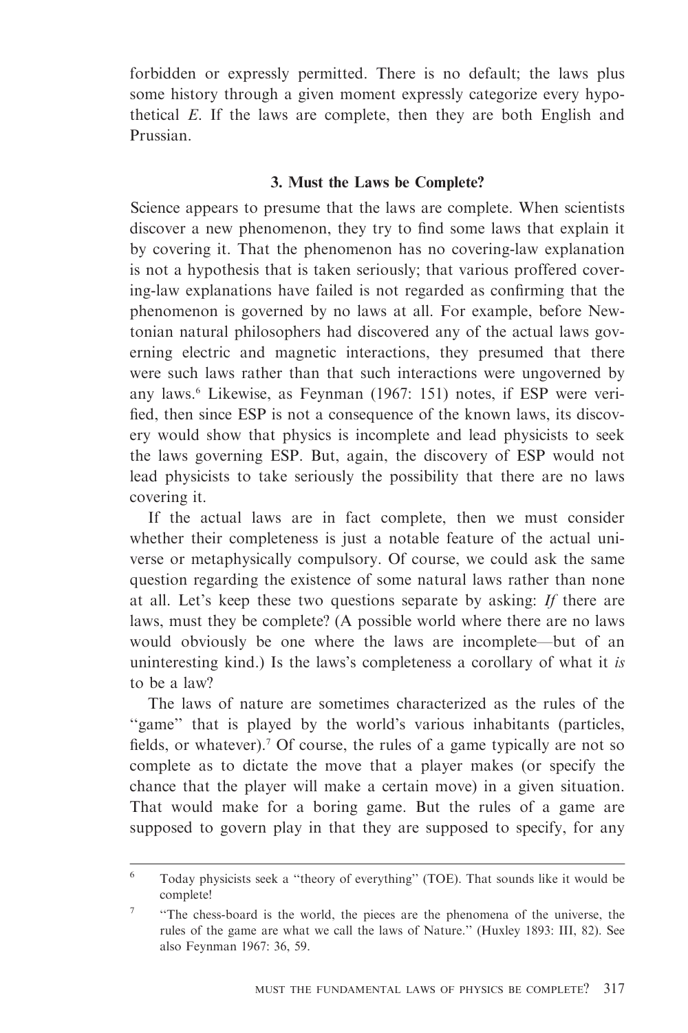forbidden or expressly permitted. There is no default; the laws plus some history through a given moment expressly categorize every hypothetical $E$. If the laws are complete, then they are both English and Prussian.

### 3. Must the Laws be Complete?

Science appears to presume that the laws are complete. When scientists discover a new phenomenon, they try to find some laws that explain it by covering it. That the phenomenon has no covering-law explanation is not a hypothesis that is taken seriously; that various proffered covering-law explanations have failed is not regarded as confirming that the phenomenon is governed by no laws at all. For example, before Newtonian natural philosophers had discovered any of the actual laws governing electric and magnetic interactions, they presumed that there were such laws rather than that such interactions were ungoverned by any laws.[6] Likewise, as Feynman (1967: 151) notes, if ESP were verified, then since ESP is not a consequence of the known laws, its discovery would show that physics is incomplete and lead physicists to seek the laws governing ESP. But, again, the discovery of ESP would not lead physicists to take seriously the possibility that there are no laws covering it.

If the actual laws are in fact complete, then we must consider whether their completeness is just a notable feature of the actual universe or metaphysically compulsory. Of course, we could ask the same question regarding the existence of some natural laws rather than none at all. Let's keep these two questions separate by asking: *If* there are laws, must they be complete? (A possible world where there are no laws would obviously be one where the laws are incomplete—but of an uninteresting kind.) Is the laws's completeness a corollary of what it *is* to be a law?

The laws of nature are sometimes characterized as the rules of the "game" that is played by the world's various inhabitants (particles, fields, or whatever).[7] Of course, the rules of a game typically are not so complete as to dictate the move that a player makes (or specify the chance that the player will make a certain move) in a given situation. That would make for a boring game. But the rules of a game are supposed to govern play in that they are supposed to specify, for any

---

[6] Today physicists seek a "theory of everything" (TOE). That sounds like it would be complete!

[7] "The chess-board is the world, the pieces are the phenomena of the universe, the rules of the game are what we call the laws of Nature." (Huxley 1893: III, 82). See also Feynman 1967: 36, 59.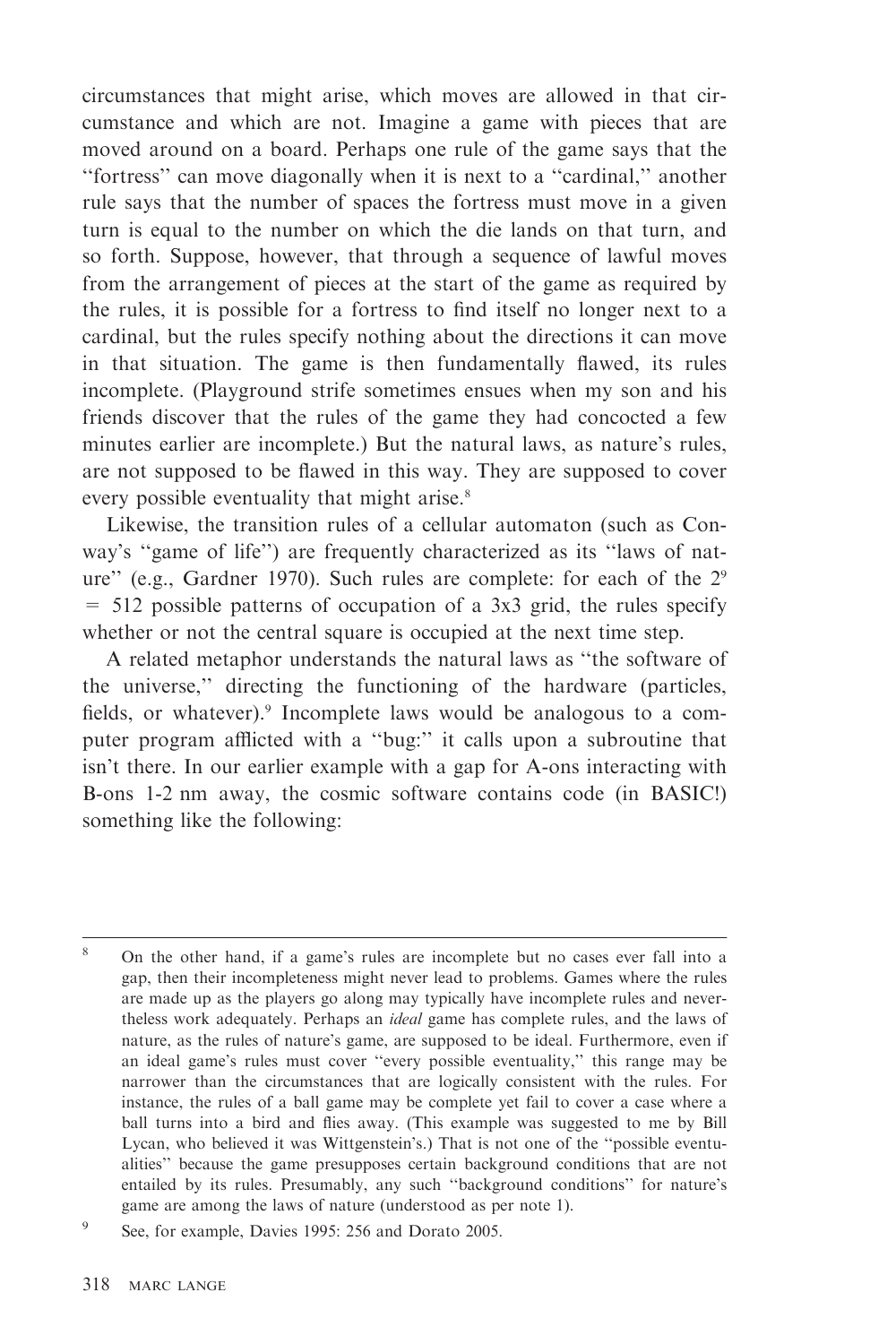circumstances that might arise, which moves are allowed in that circumstance and which are not. Imagine a game with pieces that are moved around on a board. Perhaps one rule of the game says that the "fortress" can move diagonally when it is next to a "cardinal," another rule says that the number of spaces the fortress must move in a given turn is equal to the number on which the die lands on that turn, and so forth. Suppose, however, that through a sequence of lawful moves from the arrangement of pieces at the start of the game as required by the rules, it is possible for a fortress to find itself no longer next to a cardinal, but the rules specify nothing about the directions it can move in that situation. The game is then fundamentally flawed, its rules incomplete. (Playground strife sometimes ensues when my son and his friends discover that the rules of the game they had concocted a few minutes earlier are incomplete.) But the natural laws, as nature's rules, are not supposed to be flawed in this way. They are supposed to cover every possible eventuality that might arise.[8]

Likewise, the transition rules of a cellular automaton (such as Conway's "game of life") are frequently characterized as its "laws of nature" (e.g., Gardner 1970). Such rules are complete: for each of the $2^9 = 512$ possible patterns of occupation of a 3x3 grid, the rules specify whether or not the central square is occupied at the next time step.

A related metaphor understands the natural laws as "the software of the universe," directing the functioning of the hardware (particles, fields, or whatever).[9] Incomplete laws would be analogous to a computer program afflicted with a "bug:" it calls upon a subroutine that isn't there. In our earlier example with a gap for A-ons interacting with B-ons 1-2 nm away, the cosmic software contains code (in BASIC!) something like the following:

---

[8] On the other hand, if a game's rules are incomplete but no cases ever fall into a gap, then their incompleteness might never lead to problems. Games where the rules are made up as the players go along may typically have incomplete rules and nevertheless work adequately. Perhaps an *ideal* game has complete rules, and the laws of nature, as the rules of nature's game, are supposed to be ideal. Furthermore, even if an ideal game's rules must cover "every possible eventuality," this range may be narrower than the circumstances that are logically consistent with the rules. For instance, the rules of a ball game may be complete yet fail to cover a case where a ball turns into a bird and flies away. (This example was suggested to me by Bill Lycan, who believed it was Wittgenstein's.) That is not one of the "possible eventualities" because the game presupposes certain background conditions that are not entailed by its rules. Presumably, any such "background conditions" for nature's game are among the laws of nature (understood as per note 1).

[9] See, for example, Davies 1995: 256 and Dorato 2005.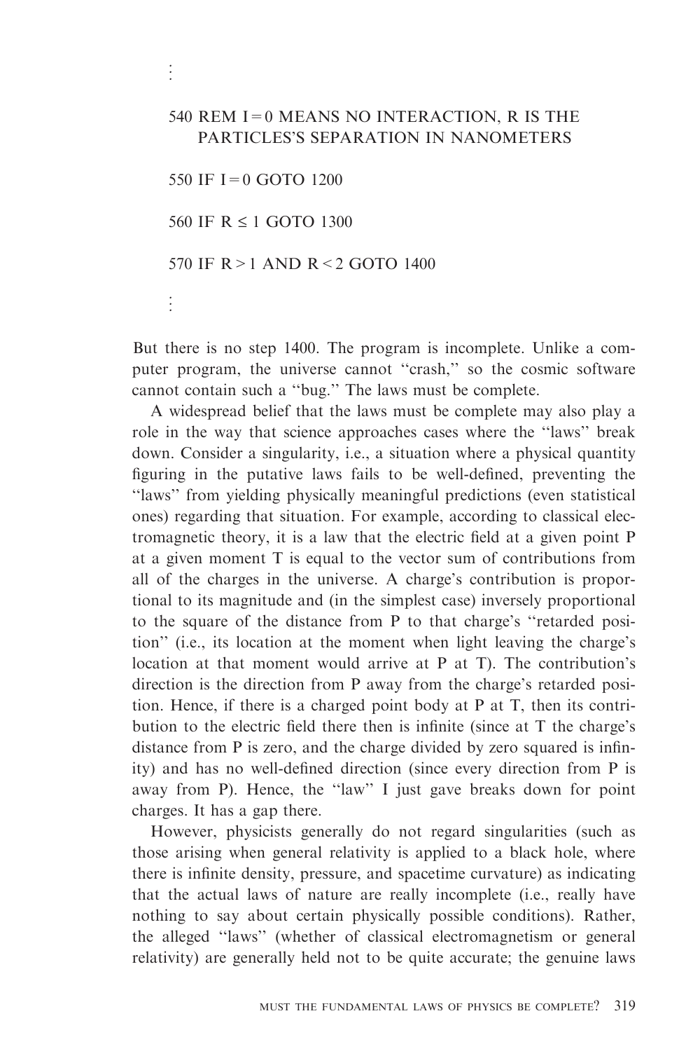```
⋮

540 REM I = 0 MEANS NO INTERACTION, R IS THE
    PARTICLES'S SEPARATION IN NANOMETERS

550 IF I = 0 GOTO 1200

560 IF R ≤ 1 GOTO 1300

570 IF R > 1 AND R < 2 GOTO 1400

⋮
```

But there is no step 1400. The program is incomplete. Unlike a computer program, the universe cannot "crash," so the cosmic software cannot contain such a "bug." The laws must be complete.

A widespread belief that the laws must be complete may also play a role in the way that science approaches cases where the "laws" break down. Consider a singularity, i.e., a situation where a physical quantity figuring in the putative laws fails to be well-defined, preventing the "laws" from yielding physically meaningful predictions (even statistical ones) regarding that situation. For example, according to classical electromagnetic theory, it is a law that the electric field at a given point P at a given moment T is equal to the vector sum of contributions from all of the charges in the universe. A charge's contribution is proportional to its magnitude and (in the simplest case) inversely proportional to the square of the distance from P to that charge's "retarded position" (i.e., its location at the moment when light leaving the charge's location at that moment would arrive at P at T). The contribution's direction is the direction from P away from the charge's retarded position. Hence, if there is a charged point body at P at T, then its contribution to the electric field there then is infinite (since at T the charge's distance from P is zero, and the charge divided by zero squared is infinity) and has no well-defined direction (since every direction from P is away from P). Hence, the "law" I just gave breaks down for point charges. It has a gap there.

However, physicists generally do not regard singularities (such as those arising when general relativity is applied to a black hole, where there is infinite density, pressure, and spacetime curvature) as indicating that the actual laws of nature are really incomplete (i.e., really have nothing to say about certain physically possible conditions). Rather, the alleged "laws" (whether of classical electromagnetism or general relativity) are generally held not to be quite accurate; the genuine laws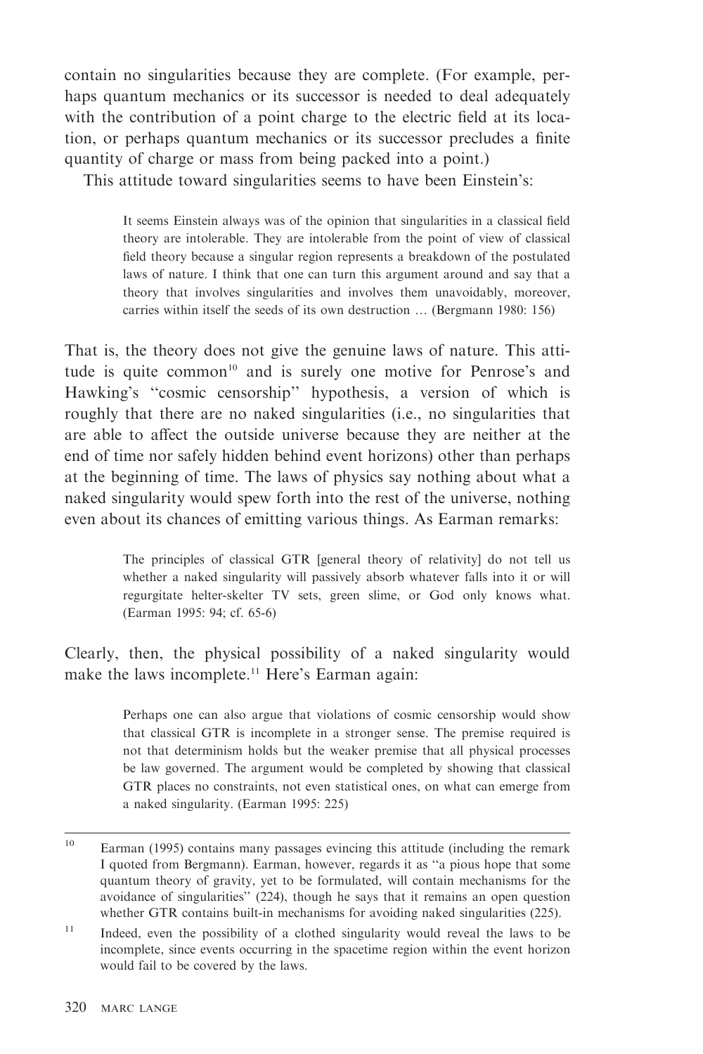contain no singularities because they are complete. (For example, perhaps quantum mechanics or its successor is needed to deal adequately with the contribution of a point charge to the electric field at its location, or perhaps quantum mechanics or its successor precludes a finite quantity of charge or mass from being packed into a point.)

This attitude toward singularities seems to have been Einstein's:

> It seems Einstein always was of the opinion that singularities in a classical field theory are intolerable. They are intolerable from the point of view of classical field theory because a singular region represents a breakdown of the postulated laws of nature. I think that one can turn this argument around and say that a theory that involves singularities and involves them unavoidably, moreover, carries within itself the seeds of its own destruction … (Bergmann 1980: 156)

That is, the theory does not give the genuine laws of nature. This attitude is quite common[10] and is surely one motive for Penrose's and Hawking's "cosmic censorship" hypothesis, a version of which is roughly that there are no naked singularities (i.e., no singularities that are able to affect the outside universe because they are neither at the end of time nor safely hidden behind event horizons) other than perhaps at the beginning of time. The laws of physics say nothing about what a naked singularity would spew forth into the rest of the universe, nothing even about its chances of emitting various things. As Earman remarks:

> The principles of classical GTR [general theory of relativity] do not tell us whether a naked singularity will passively absorb whatever falls into it or will regurgitate helter-skelter TV sets, green slime, or God only knows what. (Earman 1995: 94; cf. 65-6)

Clearly, then, the physical possibility of a naked singularity would make the laws incomplete.[11] Here's Earman again:

> Perhaps one can also argue that violations of cosmic censorship would show that classical GTR is incomplete in a stronger sense. The premise required is not that determinism holds but the weaker premise that all physical processes be law governed. The argument would be completed by showing that classical GTR places no constraints, not even statistical ones, on what can emerge from a naked singularity. (Earman 1995: 225)

---

[10] Earman (1995) contains many passages evincing this attitude (including the remark I quoted from Bergmann). Earman, however, regards it as "a pious hope that some quantum theory of gravity, yet to be formulated, will contain mechanisms for the avoidance of singularities" (224), though he says that it remains an open question whether GTR contains built-in mechanisms for avoiding naked singularities (225).

[11] Indeed, even the possibility of a clothed singularity would reveal the laws to be incomplete, since events occurring in the spacetime region within the event horizon would fail to be covered by the laws.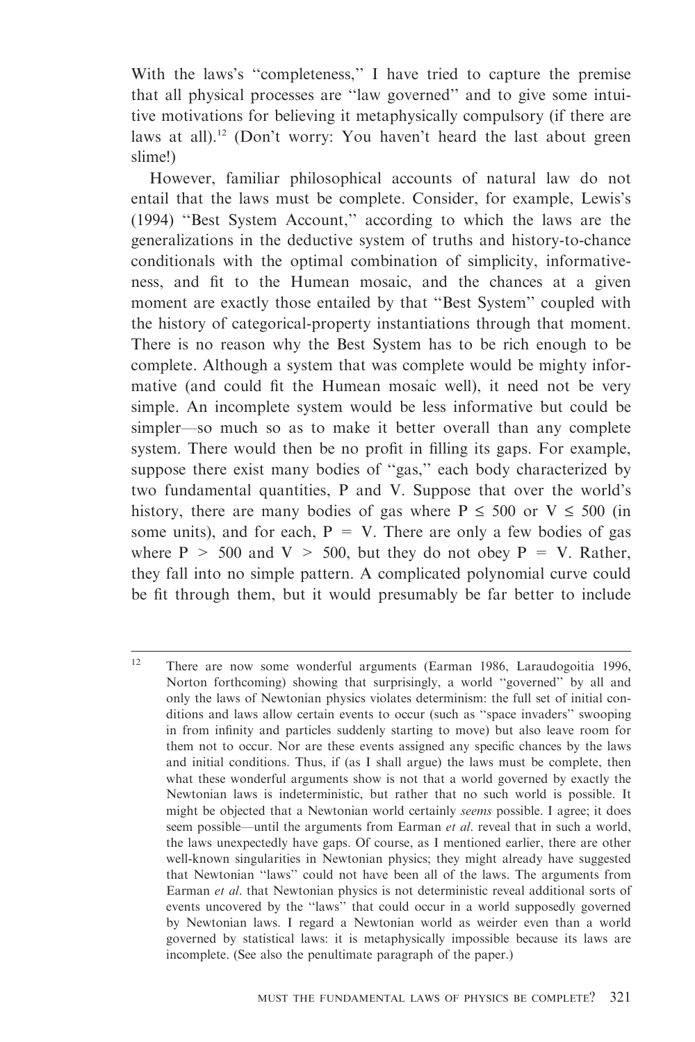With the laws's "completeness," I have tried to capture the premise that all physical processes are "law governed" and to give some intuitive motivations for believing it metaphysically compulsory (if there are laws at all).[12] (Don't worry: You haven't heard the last about green slime!)

However, familiar philosophical accounts of natural law do not entail that the laws must be complete. Consider, for example, Lewis's (1994) "Best System Account," according to which the laws are the generalizations in the deductive system of truths and history-to-chance conditionals with the optimal combination of simplicity, informativeness, and fit to the Humean mosaic, and the chances at a given moment are exactly those entailed by that "Best System" coupled with the history of categorical-property instantiations through that moment. There is no reason why the Best System has to be rich enough to be complete. Although a system that was complete would be mighty informative (and could fit the Humean mosaic well), it need not be very simple. An incomplete system would be less informative but could be simpler—so much so as to make it better overall than any complete system. There would then be no profit in filling its gaps. For example, suppose there exist many bodies of "gas," each body characterized by two fundamental quantities, P and V. Suppose that over the world's history, there are many bodies of gas where $P \leq 500$ or $V \leq 500$ (in some units), and for each, $P = V$. There are only a few bodies of gas where $P > 500$ and $V > 500$, but they do not obey $P = V$. Rather, they fall into no simple pattern. A complicated polynomial curve could be fit through them, but it would presumably be far better to include

---

[12] There are now some wonderful arguments (Earman 1986, Laraudogoitia 1996, Norton forthcoming) showing that surprisingly, a world "governed" by all and only the laws of Newtonian physics violates determinism: the full set of initial conditions and laws allow certain events to occur (such as "space invaders" swooping in from infinity and particles suddenly starting to move) but also leave room for them not to occur. Nor are these events assigned any specific chances by the laws and initial conditions. Thus, if (as I shall argue) the laws must be complete, then what these wonderful arguments show is not that a world governed by exactly the Newtonian laws is indeterministic, but rather that no such world is possible. It might be objected that a Newtonian world certainly *seems* possible. I agree; it does seem possible—until the arguments from Earman *et al*. reveal that in such a world, the laws unexpectedly have gaps. Of course, as I mentioned earlier, there are other well-known singularities in Newtonian physics; they might already have suggested that Newtonian "laws" could not have been all of the laws. The arguments from Earman *et al*. that Newtonian physics is not deterministic reveal additional sorts of events uncovered by the "laws" that could occur in a world supposedly governed by Newtonian laws. I regard a Newtonian world as weirder even than a world governed by statistical laws: it is metaphysically impossible because its laws are incomplete. (See also the penultimate paragraph of the paper.)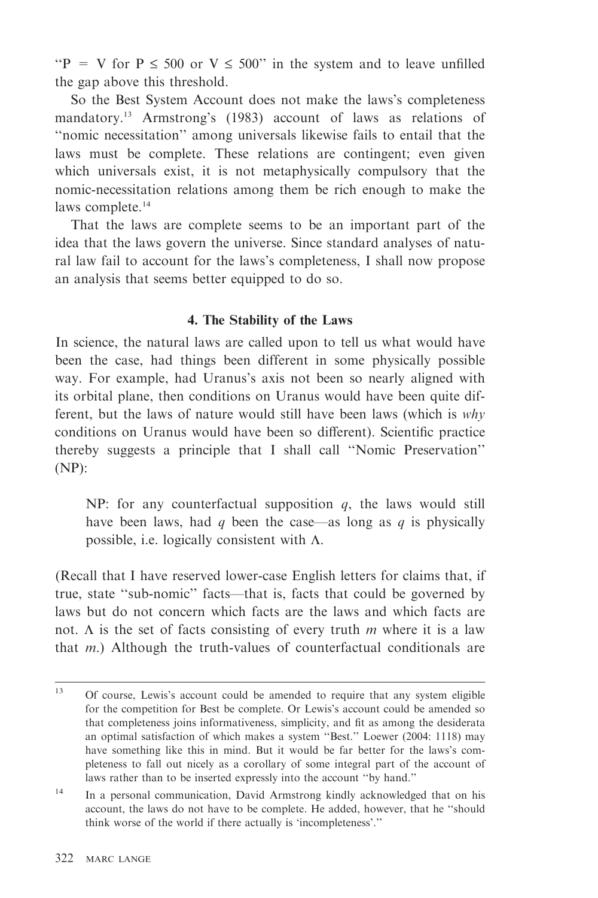"$P = V$ for $P \leq 500$ or $V \leq 500$" in the system and to leave unfilled the gap above this threshold.

So the Best System Account does not make the laws's completeness mandatory.[13] Armstrong's (1983) account of laws as relations of "nomic necessitation" among universals likewise fails to entail that the laws must be complete. These relations are contingent; even given which universals exist, it is not metaphysically compulsory that the nomic-necessitation relations among them be rich enough to make the laws complete.[14]

That the laws are complete seems to be an important part of the idea that the laws govern the universe. Since standard analyses of natural law fail to account for the laws's completeness, I shall now propose an analysis that seems better equipped to do so.

## 4. The Stability of the Laws

In science, the natural laws are called upon to tell us what would have been the case, had things been different in some physically possible way. For example, had Uranus's axis not been so nearly aligned with its orbital plane, then conditions on Uranus would have been quite different, but the laws of nature would still have been laws (which is *why* conditions on Uranus would have been so different). Scientific practice thereby suggests a principle that I shall call "Nomic Preservation" (NP):

> NP: for any counterfactual supposition $q$, the laws would still have been laws, had $q$ been the case—as long as $q$ is physically possible, i.e. logically consistent with $\Lambda$.

(Recall that I have reserved lower-case English letters for claims that, if true, state "sub-nomic" facts—that is, facts that could be governed by laws but do not concern which facts are the laws and which facts are not. $\Lambda$ is the set of facts consisting of every truth $m$ where it is a law that $m$.) Although the truth-values of counterfactual conditionals are

---

[13] Of course, Lewis's account could be amended to require that any system eligible for the competition for Best be complete. Or Lewis's account could be amended so that completeness joins informativeness, simplicity, and fit as among the desiderata an optimal satisfaction of which makes a system "Best." Loewer (2004: 1118) may have something like this in mind. But it would be far better for the laws's completeness to fall out nicely as a corollary of some integral part of the account of laws rather than to be inserted expressly into the account "by hand."

[14] In a personal communication, David Armstrong kindly acknowledged that on his account, the laws do not have to be complete. He added, however, that he "should think worse of the world if there actually is 'incompleteness'."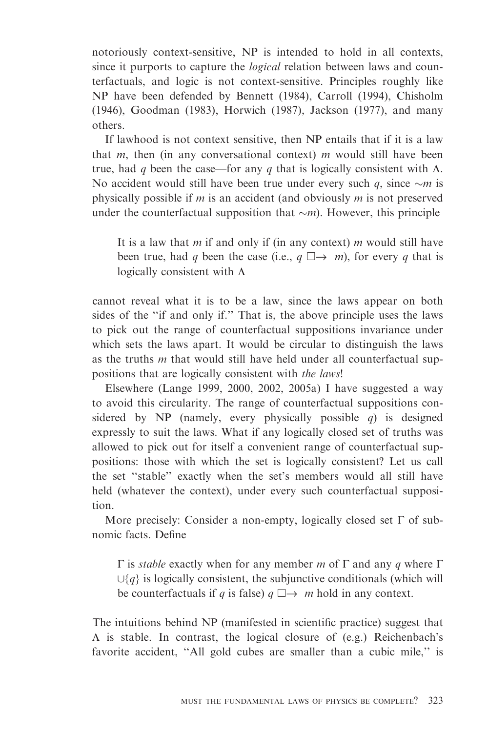notoriously context-sensitive, NP is intended to hold in all contexts, since it purports to capture the *logical* relation between laws and counterfactuals, and logic is not context-sensitive. Principles roughly like NP have been defended by Bennett (1984), Carroll (1994), Chisholm (1946), Goodman (1983), Horwich (1987), Jackson (1977), and many others.

If lawhood is not context sensitive, then NP entails that if it is a law that $m$, then (in any conversational context) $m$ would still have been true, had $q$ been the case—for any $q$ that is logically consistent with $\Lambda$. No accident would still have been true under every such $q$, since $\sim m$ is physically possible if $m$ is an accident (and obviously $m$ is not preserved under the counterfactual supposition that $\sim m$). However, this principle

> It is a law that $m$ if and only if (in any context) $m$ would still have been true, had $q$ been the case (i.e., $q \mathbin{\Box\!\!\rightarrow} m$), for every $q$ that is logically consistent with $\Lambda$

cannot reveal what it is to be a law, since the laws appear on both sides of the "if and only if." That is, the above principle uses the laws to pick out the range of counterfactual suppositions invariance under which sets the laws apart. It would be circular to distinguish the laws as the truths $m$ that would still have held under all counterfactual suppositions that are logically consistent with *the laws*!

Elsewhere (Lange 1999, 2000, 2002, 2005a) I have suggested a way to avoid this circularity. The range of counterfactual suppositions considered by NP (namely, every physically possible $q$) is designed expressly to suit the laws. What if any logically closed set of truths was allowed to pick out for itself a convenient range of counterfactual suppositions: those with which the set is logically consistent? Let us call the set "stable" exactly when the set's members would all still have held (whatever the context), under every such counterfactual supposition.

More precisely: Consider a non-empty, logically closed set $\Gamma$ of subnomic facts. Define

> $\Gamma$ is *stable* exactly when for any member $m$ of $\Gamma$ and any $q$ where $\Gamma \cup \{q\}$ is logically consistent, the subjunctive conditionals (which will be counterfactuals if $q$ is false) $q \mathbin{\Box\!\!\rightarrow} m$ hold in any context.

The intuitions behind NP (manifested in scientific practice) suggest that $\Lambda$ is stable. In contrast, the logical closure of (e.g.) Reichenbach's favorite accident, "All gold cubes are smaller than a cubic mile," is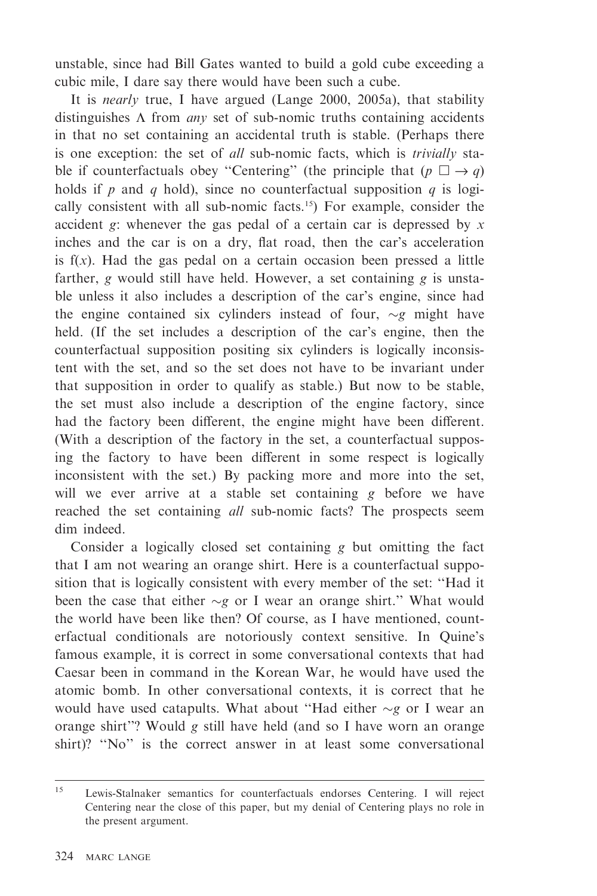unstable, since had Bill Gates wanted to build a gold cube exceeding a cubic mile, I dare say there would have been such a cube.

It is *nearly* true, I have argued (Lange 2000, 2005a), that stability distinguishes Λ from *any* set of sub-nomic truths containing accidents in that no set containing an accidental truth is stable. (Perhaps there is one exception: the set of *all* sub-nomic facts, which is *trivially* stable if counterfactuals obey "Centering" (the principle that ($p \; \Box\!\!\rightarrow q$) holds if $p$ and $q$ hold), since no counterfactual supposition $q$ is logically consistent with all sub-nomic facts.[15]) For example, consider the accident $g$: whenever the gas pedal of a certain car is depressed by $x$ inches and the car is on a dry, flat road, then the car's acceleration is $f(x)$. Had the gas pedal on a certain occasion been pressed a little farther, $g$ would still have held. However, a set containing $g$ is unstable unless it also includes a description of the car's engine, since had the engine contained six cylinders instead of four, $\sim g$ might have held. (If the set includes a description of the car's engine, then the counterfactual supposition positing six cylinders is logically inconsistent with the set, and so the set does not have to be invariant under that supposition in order to qualify as stable.) But now to be stable, the set must also include a description of the engine factory, since had the factory been different, the engine might have been different. (With a description of the factory in the set, a counterfactual supposing the factory to have been different in some respect is logically inconsistent with the set.) By packing more and more into the set, will we ever arrive at a stable set containing $g$ before we have reached the set containing *all* sub-nomic facts? The prospects seem dim indeed.

Consider a logically closed set containing $g$ but omitting the fact that I am not wearing an orange shirt. Here is a counterfactual supposition that is logically consistent with every member of the set: "Had it been the case that either $\sim g$ or I wear an orange shirt." What would the world have been like then? Of course, as I have mentioned, counterfactual conditionals are notoriously context sensitive. In Quine's famous example, it is correct in some conversational contexts that had Caesar been in command in the Korean War, he would have used the atomic bomb. In other conversational contexts, it is correct that he would have used catapults. What about "Had either $\sim g$ or I wear an orange shirt"? Would $g$ still have held (and so I have worn an orange shirt)? "No" is the correct answer in at least some conversational

---

[15] Lewis-Stalnaker semantics for counterfactuals endorses Centering. I will reject Centering near the close of this paper, but my denial of Centering plays no role in the present argument.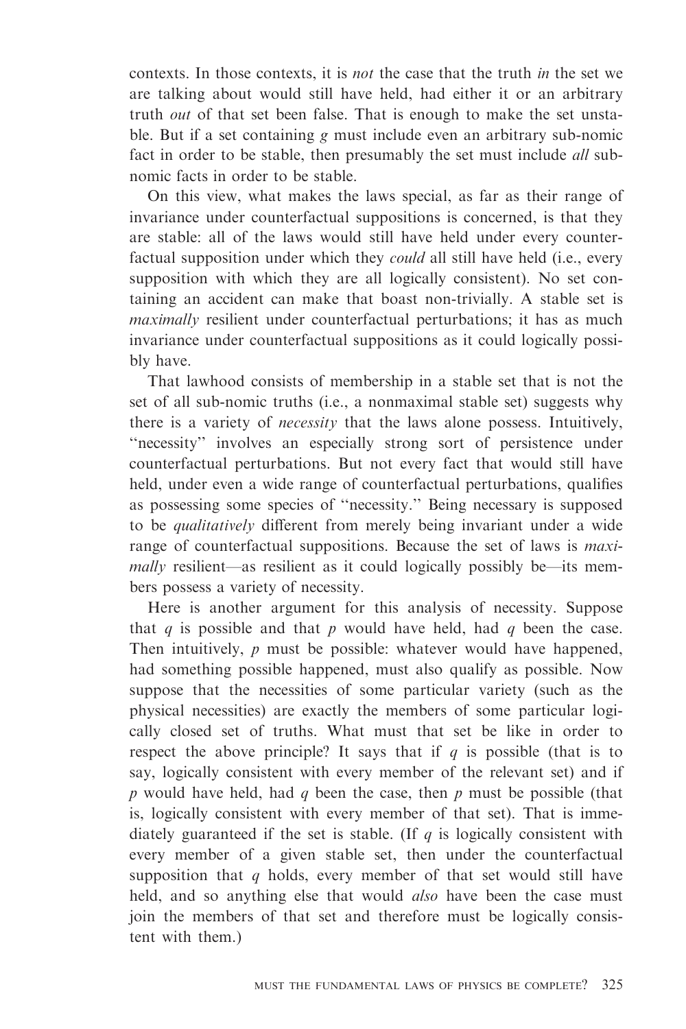contexts. In those contexts, it is *not* the case that the truth *in* the set we are talking about would still have held, had either it or an arbitrary truth *out* of that set been false. That is enough to make the set unstable. But if a set containing $g$ must include even an arbitrary sub-nomic fact in order to be stable, then presumably the set must include *all* sub-nomic facts in order to be stable.

On this view, what makes the laws special, as far as their range of invariance under counterfactual suppositions is concerned, is that they are stable: all of the laws would still have held under every counterfactual supposition under which they *could* all still have held (i.e., every supposition with which they are all logically consistent). No set containing an accident can make that boast non-trivially. A stable set is *maximally* resilient under counterfactual perturbations; it has as much invariance under counterfactual suppositions as it could logically possibly have.

That lawhood consists of membership in a stable set that is not the set of all sub-nomic truths (i.e., a nonmaximal stable set) suggests why there is a variety of *necessity* that the laws alone possess. Intuitively, "necessity" involves an especially strong sort of persistence under counterfactual perturbations. But not every fact that would still have held, under even a wide range of counterfactual perturbations, qualifies as possessing some species of "necessity." Being necessary is supposed to be *qualitatively* different from merely being invariant under a wide range of counterfactual suppositions. Because the set of laws is *maximally* resilient—as resilient as it could logically possibly be—its members possess a variety of necessity.

Here is another argument for this analysis of necessity. Suppose that $q$ is possible and that $p$ would have held, had $q$ been the case. Then intuitively, $p$ must be possible: whatever would have happened, had something possible happened, must also qualify as possible. Now suppose that the necessities of some particular variety (such as the physical necessities) are exactly the members of some particular logically closed set of truths. What must that set be like in order to respect the above principle? It says that if $q$ is possible (that is to say, logically consistent with every member of the relevant set) and if $p$ would have held, had $q$ been the case, then $p$ must be possible (that is, logically consistent with every member of that set). That is immediately guaranteed if the set is stable. (If $q$ is logically consistent with every member of a given stable set, then under the counterfactual supposition that $q$ holds, every member of that set would still have held, and so anything else that would *also* have been the case must join the members of that set and therefore must be logically consistent with them.)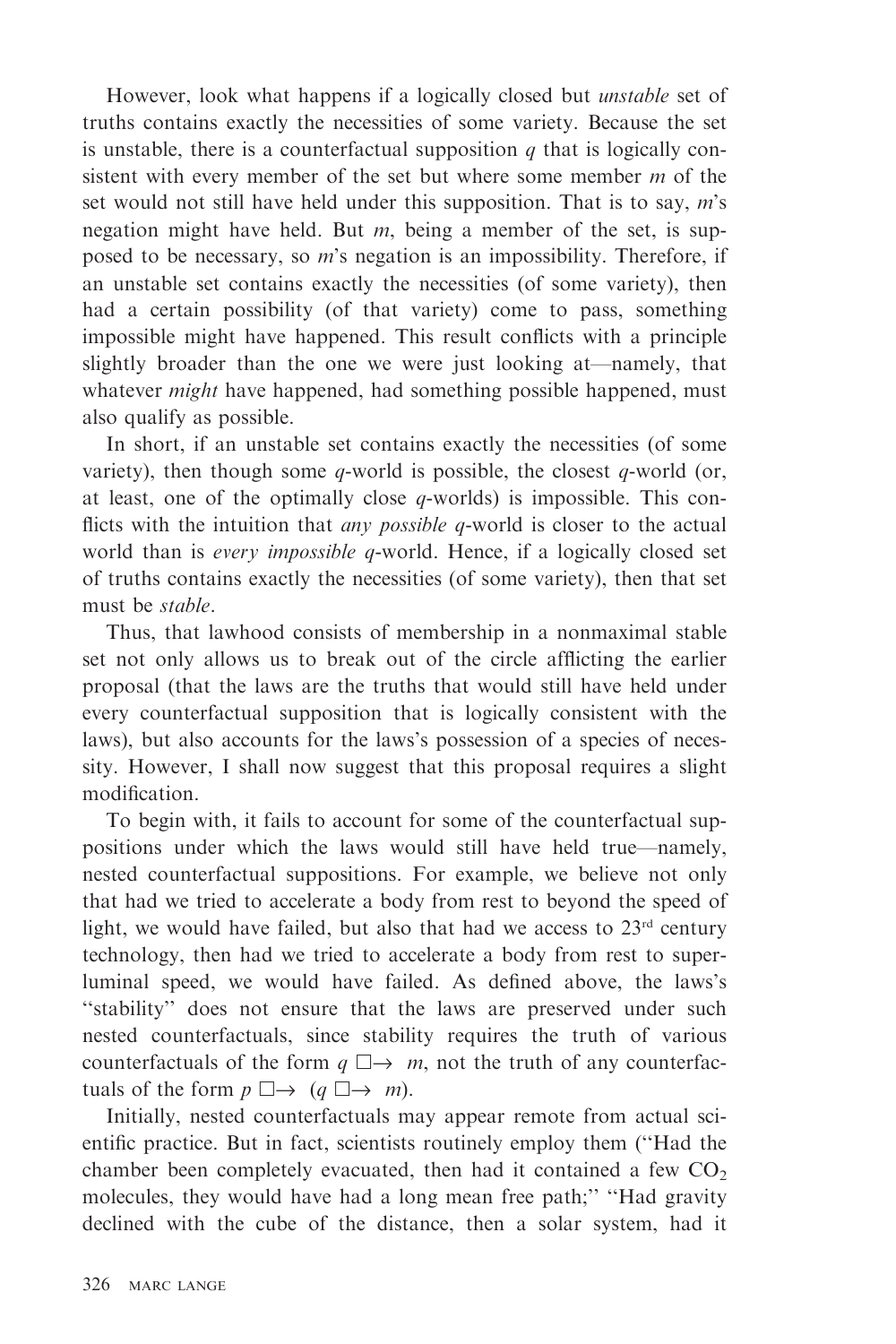However, look what happens if a logically closed but *unstable* set of truths contains exactly the necessities of some variety. Because the set is unstable, there is a counterfactual supposition $q$ that is logically consistent with every member of the set but where some member $m$ of the set would not still have held under this supposition. That is to say, $m$'s negation might have held. But $m$, being a member of the set, is supposed to be necessary, so $m$'s negation is an impossibility. Therefore, if an unstable set contains exactly the necessities (of some variety), then had a certain possibility (of that variety) come to pass, something impossible might have happened. This result conflicts with a principle slightly broader than the one we were just looking at—namely, that whatever *might* have happened, had something possible happened, must also qualify as possible.

In short, if an unstable set contains exactly the necessities (of some variety), then though some $q$-world is possible, the closest $q$-world (or, at least, one of the optimally close $q$-worlds) is impossible. This conflicts with the intuition that *any possible* $q$-world is closer to the actual world than is *every impossible* $q$-world. Hence, if a logically closed set of truths contains exactly the necessities (of some variety), then that set must be *stable*.

Thus, that lawhood consists of membership in a nonmaximal stable set not only allows us to break out of the circle afflicting the earlier proposal (that the laws are the truths that would still have held under every counterfactual supposition that is logically consistent with the laws), but also accounts for the laws's possession of a species of necessity. However, I shall now suggest that this proposal requires a slight modification.

To begin with, it fails to account for some of the counterfactual suppositions under which the laws would still have held true—namely, nested counterfactual suppositions. For example, we believe not only that had we tried to accelerate a body from rest to beyond the speed of light, we would have failed, but also that had we access to 23rd century technology, then had we tried to accelerate a body from rest to superluminal speed, we would have failed. As defined above, the laws's "stability" does not ensure that the laws are preserved under such nested counterfactuals, since stability requires the truth of various counterfactuals of the form $q \mathrel{\Box\!\!\rightarrow} m$, not the truth of any counterfactuals of the form $p \mathrel{\Box\!\!\rightarrow} (q \mathrel{\Box\!\!\rightarrow} m)$.

Initially, nested counterfactuals may appear remote from actual scientific practice. But in fact, scientists routinely employ them ("Had the chamber been completely evacuated, then had it contained a few $CO_2$ molecules, they would have had a long mean free path;" "Had gravity declined with the cube of the distance, then a solar system, had it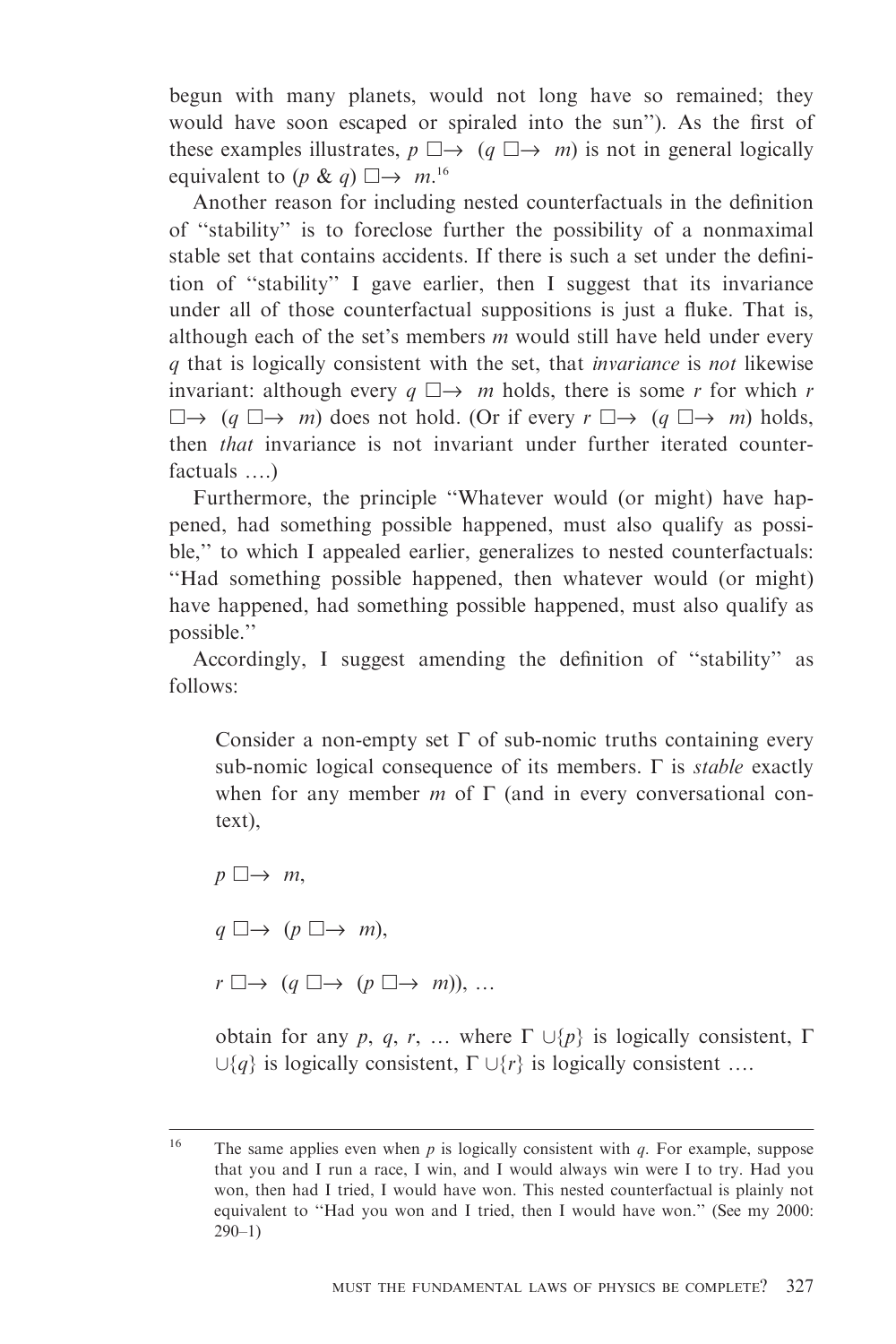begun with many planets, would not long have so remained; they would have soon escaped or spiraled into the sun"). As the first of these examples illustrates, $p \,\Box\!\!\rightarrow\, (q \,\Box\!\!\rightarrow\, m)$ is not in general logically equivalent to $(p \,\&\, q) \,\Box\!\!\rightarrow\, m$.[16]

Another reason for including nested counterfactuals in the definition of "stability" is to foreclose further the possibility of a nonmaximal stable set that contains accidents. If there is such a set under the definition of "stability" I gave earlier, then I suggest that its invariance under all of those counterfactual suppositions is just a fluke. That is, although each of the set's members $m$ would still have held under every $q$ that is logically consistent with the set, that *invariance* is *not* likewise invariant: although every $q \,\Box\!\!\rightarrow\, m$ holds, there is some $r$ for which $r \,\Box\!\!\rightarrow\, (q \,\Box\!\!\rightarrow\, m)$ does not hold. (Or if every $r \,\Box\!\!\rightarrow\, (q \,\Box\!\!\rightarrow\, m)$ holds, then *that* invariance is not invariant under further iterated counterfactuals ....)

Furthermore, the principle "Whatever would (or might) have happened, had something possible happened, must also qualify as possible," to which I appealed earlier, generalizes to nested counterfactuals: "Had something possible happened, then whatever would (or might) have happened, had something possible happened, must also qualify as possible."

Accordingly, I suggest amending the definition of "stability" as follows:

> Consider a non-empty set $\Gamma$ of sub-nomic truths containing every sub-nomic logical consequence of its members. $\Gamma$ is *stable* exactly when for any member $m$ of $\Gamma$ (and in every conversational context),
>
> $p \,\Box\!\!\rightarrow\, m$,
>
> $q \,\Box\!\!\rightarrow\, (p \,\Box\!\!\rightarrow\, m)$,
>
> $r \,\Box\!\!\rightarrow\, (q \,\Box\!\!\rightarrow\, (p \,\Box\!\!\rightarrow\, m))$, ...
>
> obtain for any $p$, $q$, $r$, ... where $\Gamma \cup \{p\}$ is logically consistent, $\Gamma \cup \{q\}$ is logically consistent, $\Gamma \cup \{r\}$ is logically consistent ....

---

[16] The same applies even when $p$ is logically consistent with $q$. For example, suppose that you and I run a race, I win, and I would always win were I to try. Had you won, then had I tried, I would have won. This nested counterfactual is plainly not equivalent to "Had you won and I tried, then I would have won." (See my 2000: 290–1)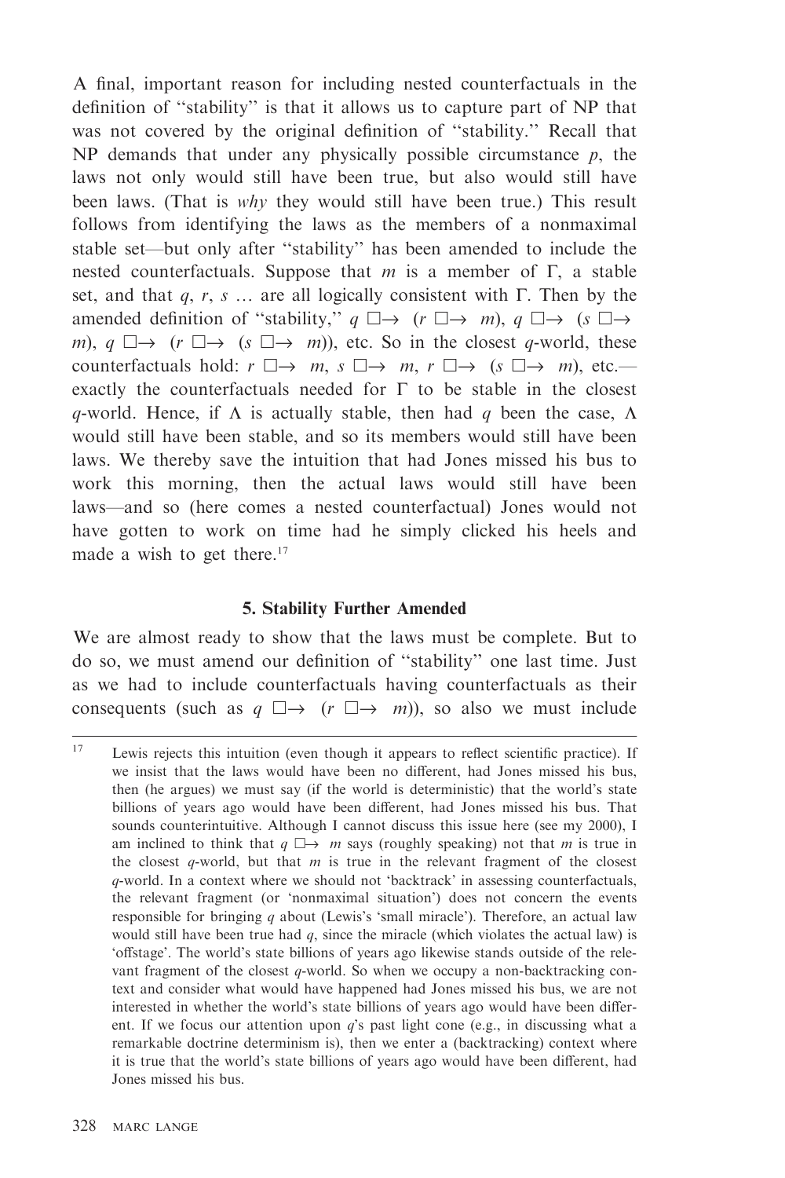A final, important reason for including nested counterfactuals in the definition of "stability" is that it allows us to capture part of NP that was not covered by the original definition of "stability." Recall that NP demands that under any physically possible circumstance $p$, the laws not only would still have been true, but also would still have been laws. (That is *why* they would still have been true.) This result follows from identifying the laws as the members of a nonmaximal stable set—but only after "stability" has been amended to include the nested counterfactuals. Suppose that $m$ is a member of $\Gamma$, a stable set, and that $q$, $r$, $s$ … are all logically consistent with $\Gamma$. Then by the amended definition of "stability," $q \ \Box\!\!\rightarrow \ (r \ \Box\!\!\rightarrow \ m)$, $q \ \Box\!\!\rightarrow \ (s \ \Box\!\!\rightarrow \ m)$, $q \ \Box\!\!\rightarrow \ (r \ \Box\!\!\rightarrow \ (s \ \Box\!\!\rightarrow \ m))$, etc. So in the closest $q$-world, these counterfactuals hold: $r \ \Box\!\!\rightarrow \ m$, $s \ \Box\!\!\rightarrow \ m$, $r \ \Box\!\!\rightarrow \ (s \ \Box\!\!\rightarrow \ m)$, etc.—exactly the counterfactuals needed for $\Gamma$ to be stable in the closest $q$-world. Hence, if $\Lambda$ is actually stable, then had $q$ been the case, $\Lambda$ would still have been stable, and so its members would still have been laws. We thereby save the intuition that had Jones missed his bus to work this morning, then the actual laws would still have been laws—and so (here comes a nested counterfactual) Jones would not have gotten to work on time had he simply clicked his heels and made a wish to get there.[17]

### 5. Stability Further Amended

We are almost ready to show that the laws must be complete. But to do so, we must amend our definition of "stability" one last time. Just as we had to include counterfactuals having counterfactuals as their consequents (such as $q \ \Box\!\!\rightarrow \ (r \ \Box\!\!\rightarrow \ m)$), so also we must include

---

[17] Lewis rejects this intuition (even though it appears to reflect scientific practice). If we insist that the laws would have been no different, had Jones missed his bus, then (he argues) we must say (if the world is deterministic) that the world's state billions of years ago would have been different, had Jones missed his bus. That sounds counterintuitive. Although I cannot discuss this issue here (see my 2000), I am inclined to think that $q \ \Box\!\!\rightarrow \ m$ says (roughly speaking) not that $m$ is true in the closest $q$-world, but that $m$ is true in the relevant fragment of the closest $q$-world. In a context where we should not 'backtrack' in assessing counterfactuals, the relevant fragment (or 'nonmaximal situation') does not concern the events responsible for bringing $q$ about (Lewis's 'small miracle'). Therefore, an actual law would still have been true had $q$, since the miracle (which violates the actual law) is 'offstage'. The world's state billions of years ago likewise stands outside of the relevant fragment of the closest $q$-world. So when we occupy a non-backtracking context and consider what would have happened had Jones missed his bus, we are not interested in whether the world's state billions of years ago would have been different. If we focus our attention upon $q$'s past light cone (e.g., in discussing what a remarkable doctrine determinism is), then we enter a (backtracking) context where it is true that the world's state billions of years ago would have been different, had Jones missed his bus.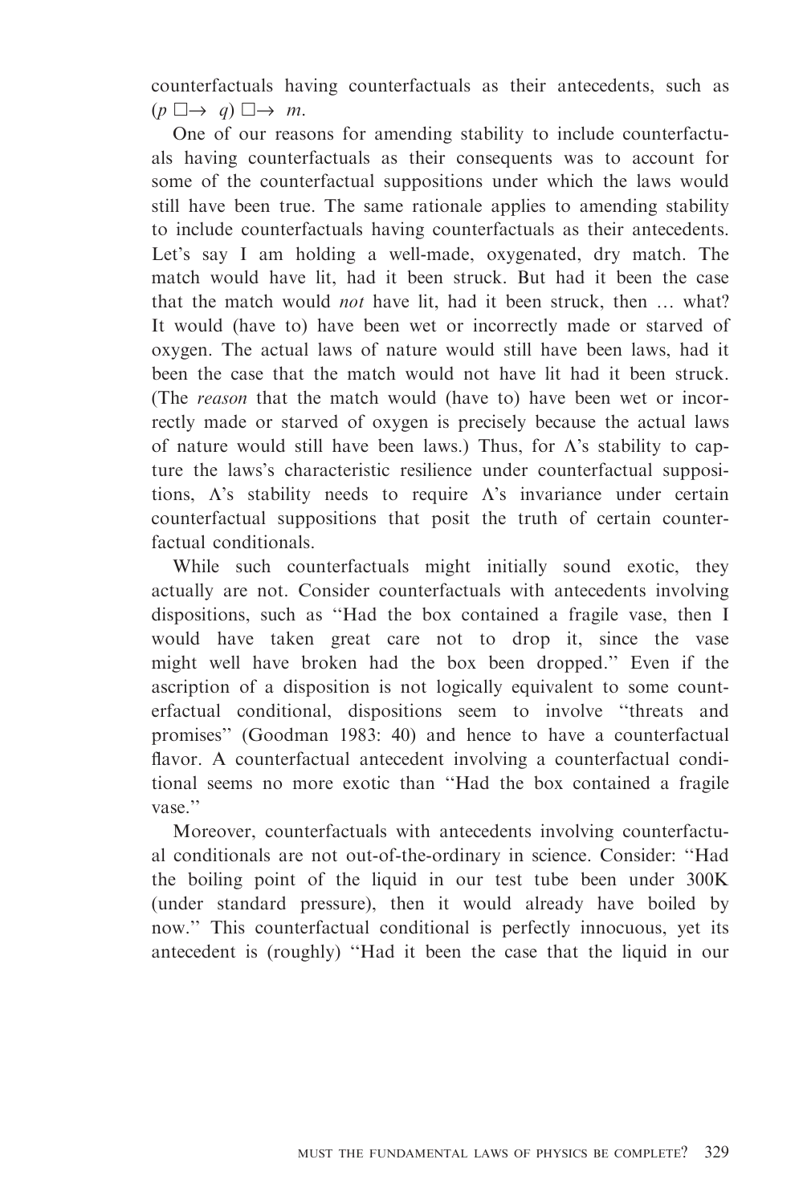counterfactuals having counterfactuals as their antecedents, such as $(p \mathrel{\Box\!\!\rightarrow} q) \mathrel{\Box\!\!\rightarrow} m$.

One of our reasons for amending stability to include counterfactuals having counterfactuals as their consequents was to account for some of the counterfactual suppositions under which the laws would still have been true. The same rationale applies to amending stability to include counterfactuals having counterfactuals as their antecedents. Let's say I am holding a well-made, oxygenated, dry match. The match would have lit, had it been struck. But had it been the case that the match would *not* have lit, had it been struck, then … what? It would (have to) have been wet or incorrectly made or starved of oxygen. The actual laws of nature would still have been laws, had it been the case that the match would not have lit had it been struck. (The *reason* that the match would (have to) have been wet or incorrectly made or starved of oxygen is precisely because the actual laws of nature would still have been laws.) Thus, for $\Lambda$'s stability to capture the laws's characteristic resilience under counterfactual suppositions, $\Lambda$'s stability needs to require $\Lambda$'s invariance under certain counterfactual suppositions that posit the truth of certain counterfactual conditionals.

While such counterfactuals might initially sound exotic, they actually are not. Consider counterfactuals with antecedents involving dispositions, such as "Had the box contained a fragile vase, then I would have taken great care not to drop it, since the vase might well have broken had the box been dropped." Even if the ascription of a disposition is not logically equivalent to some counterfactual conditional, dispositions seem to involve "threats and promises" (Goodman 1983: 40) and hence to have a counterfactual flavor. A counterfactual antecedent involving a counterfactual conditional seems no more exotic than "Had the box contained a fragile vase."

Moreover, counterfactuals with antecedents involving counterfactual conditionals are not out-of-the-ordinary in science. Consider: "Had the boiling point of the liquid in our test tube been under 300K (under standard pressure), then it would already have boiled by now." This counterfactual conditional is perfectly innocuous, yet its antecedent is (roughly) "Had it been the case that the liquid in our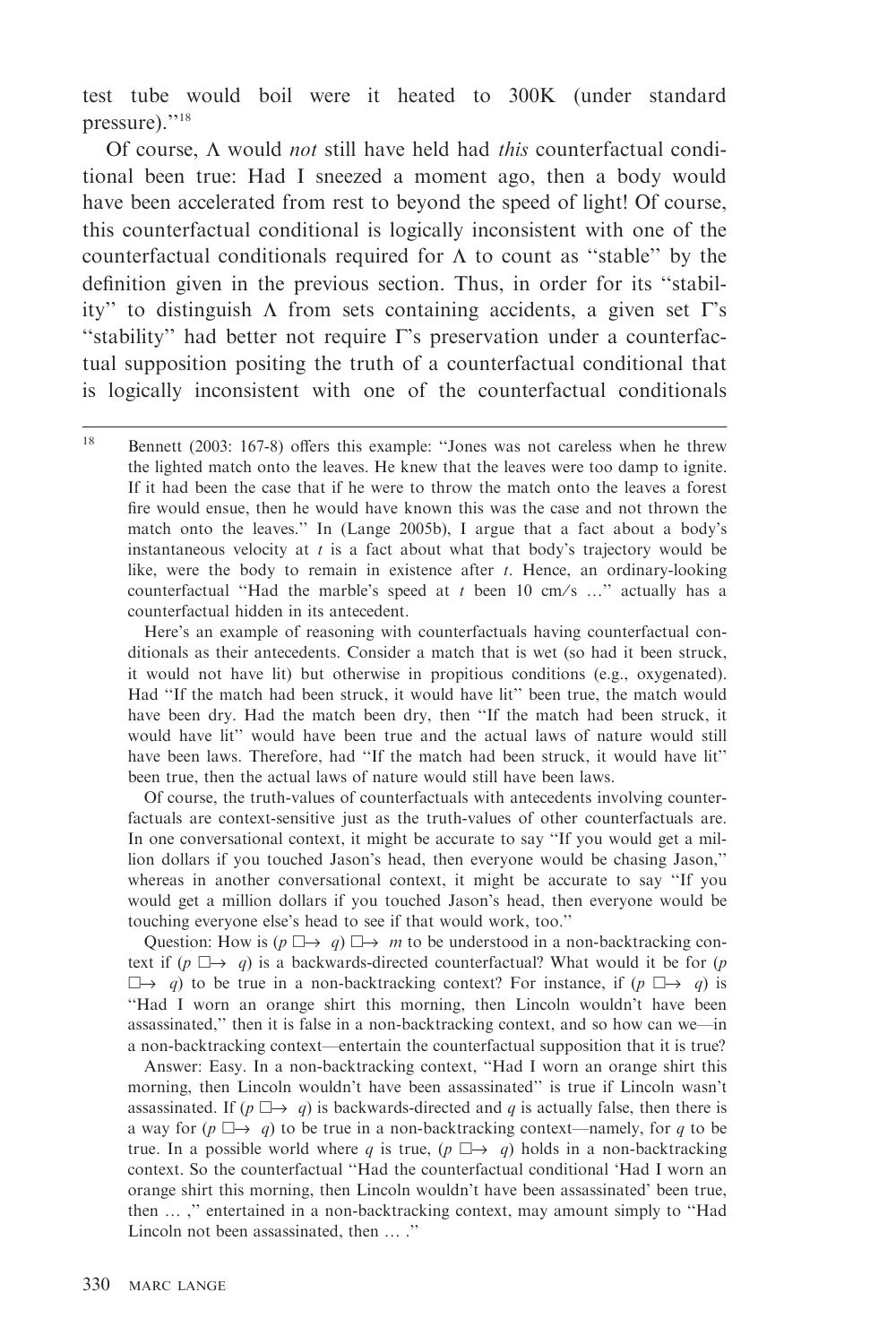test tube would boil were it heated to 300K (under standard pressure).''[18]

Of course, Λ would *not* still have held had *this* counterfactual conditional been true: Had I sneezed a moment ago, then a body would have been accelerated from rest to beyond the speed of light! Of course, this counterfactual conditional is logically inconsistent with one of the counterfactual conditionals required for Λ to count as ''stable'' by the definition given in the previous section. Thus, in order for its ''stability'' to distinguish Λ from sets containing accidents, a given set Γ's ''stability'' had better not require Γ's preservation under a counterfactual supposition positing the truth of a counterfactual conditional that is logically inconsistent with one of the counterfactual conditionals

---

[18] Bennett (2003: 167-8) offers this example: ''Jones was not careless when he threw the lighted match onto the leaves. He knew that the leaves were too damp to ignite. If it had been the case that if he were to throw the match onto the leaves a forest fire would ensue, then he would have known this was the case and not thrown the match onto the leaves.'' In (Lange 2005b), I argue that a fact about a body's instantaneous velocity at $t$ is a fact about what that body's trajectory would be like, were the body to remain in existence after $t$. Hence, an ordinary-looking counterfactual ''Had the marble's speed at $t$ been 10 cm/s …'' actually has a counterfactual hidden in its antecedent.

Here's an example of reasoning with counterfactuals having counterfactual conditionals as their antecedents. Consider a match that is wet (so had it been struck, it would not have lit) but otherwise in propitious conditions (e.g., oxygenated). Had ''If the match had been struck, it would have lit'' been true, the match would have been dry. Had the match been dry, then ''If the match had been struck, it would have lit'' would have been true and the actual laws of nature would still have been laws. Therefore, had ''If the match had been struck, it would have lit'' been true, then the actual laws of nature would still have been laws.

Of course, the truth-values of counterfactuals with antecedents involving counterfactuals are context-sensitive just as the truth-values of other counterfactuals are. In one conversational context, it might be accurate to say ''If you would get a million dollars if you touched Jason's head, then everyone would be chasing Jason,'' whereas in another conversational context, it might be accurate to say ''If you would get a million dollars if you touched Jason's head, then everyone would be touching everyone else's head to see if that would work, too.''

Question: How is $(p \,\square\!\!\rightarrow\, q) \,\square\!\!\rightarrow\, m$ to be understood in a non-backtracking context if $(p \,\square\!\!\rightarrow\, q)$ is a backwards-directed counterfactual? What would it be for $(p \,\square\!\!\rightarrow\, q)$ to be true in a non-backtracking context? For instance, if $(p \,\square\!\!\rightarrow\, q)$ is ''Had I worn an orange shirt this morning, then Lincoln wouldn't have been assassinated,'' then it is false in a non-backtracking context, and so how can we—in a non-backtracking context—entertain the counterfactual supposition that it is true?

Answer: Easy. In a non-backtracking context, ''Had I worn an orange shirt this morning, then Lincoln wouldn't have been assassinated'' is true if Lincoln wasn't assassinated. If $(p \,\square\!\!\rightarrow\, q)$ is backwards-directed and $q$ is actually false, then there is a way for $(p \,\square\!\!\rightarrow\, q)$ to be true in a non-backtracking context—namely, for $q$ to be true. In a possible world where $q$ is true, $(p \,\square\!\!\rightarrow\, q)$ holds in a non-backtracking context. So the counterfactual ''Had the counterfactual conditional 'Had I worn an orange shirt this morning, then Lincoln wouldn't have been assassinated' been true, then … ,'' entertained in a non-backtracking context, may amount simply to ''Had Lincoln not been assassinated, then … .''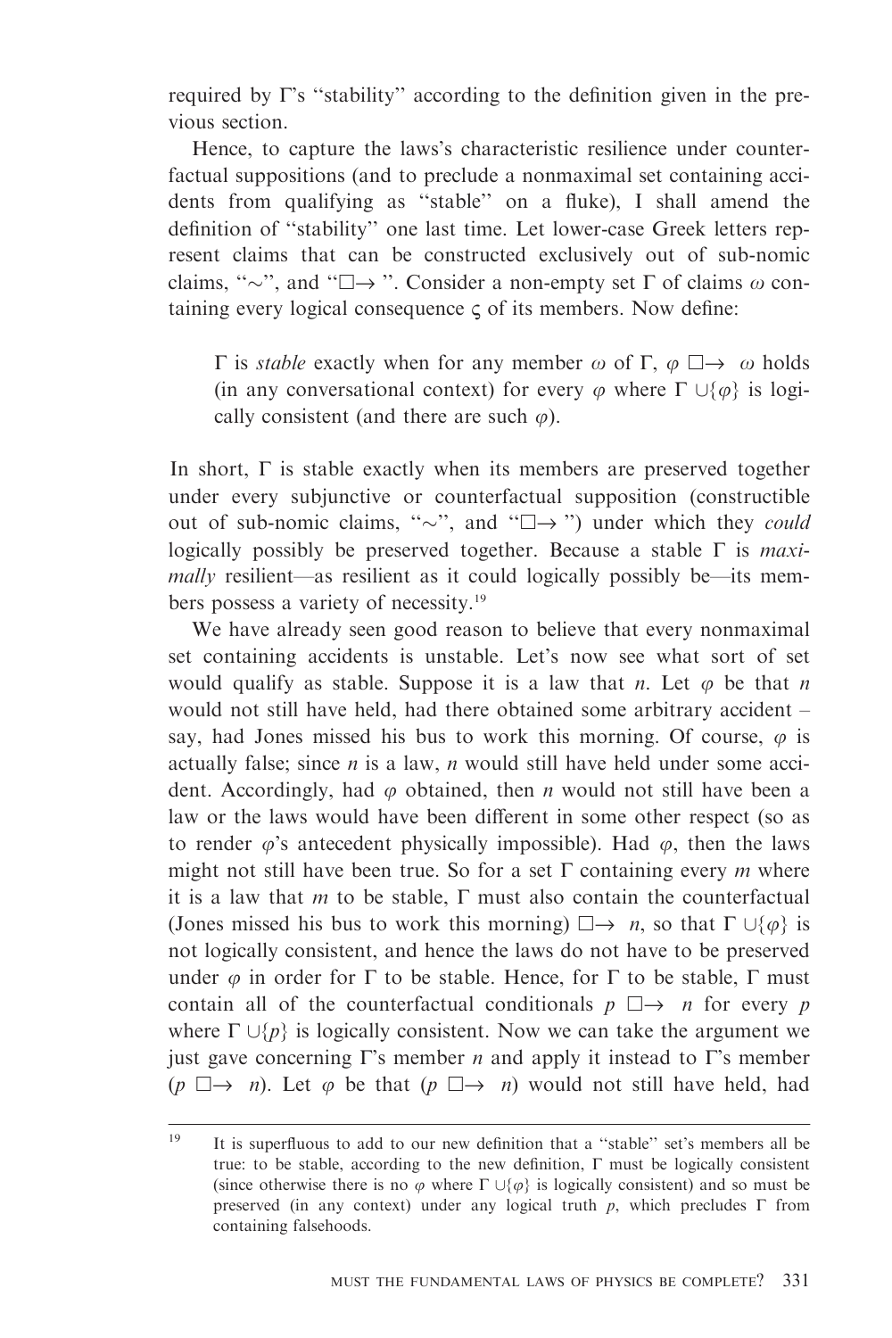required by Γ's "stability" according to the definition given in the previous section.

Hence, to capture the laws's characteristic resilience under counterfactual suppositions (and to preclude a nonmaximal set containing accidents from qualifying as "stable" on a fluke), I shall amend the definition of "stability" one last time. Let lower-case Greek letters represent claims that can be constructed exclusively out of sub-nomic claims, "$\sim$", and "$\Box\!\!\rightarrow$". Consider a non-empty set Γ of claims $\omega$ containing every logical consequence $\varsigma$ of its members. Now define:

> Γ is *stable* exactly when for any member $\omega$ of Γ, $\varphi \;\Box\!\!\rightarrow\; \omega$ holds (in any conversational context) for every $\varphi$ where $\Gamma \cup \{\varphi\}$ is logically consistent (and there are such $\varphi$).

In short, Γ is stable exactly when its members are preserved together under every subjunctive or counterfactual supposition (constructible out of sub-nomic claims, "$\sim$", and "$\Box\!\!\rightarrow$") under which they *could* logically possibly be preserved together. Because a stable Γ is *maximally* resilient—as resilient as it could logically possibly be—its members possess a variety of necessity.[19]

We have already seen good reason to believe that every nonmaximal set containing accidents is unstable. Let's now see what sort of set would qualify as stable. Suppose it is a law that *n*. Let $\varphi$ be that *n* would not still have held, had there obtained some arbitrary accident – say, had Jones missed his bus to work this morning. Of course, $\varphi$ is actually false; since *n* is a law, *n* would still have held under some accident. Accordingly, had $\varphi$ obtained, then *n* would not still have been a law or the laws would have been different in some other respect (so as to render $\varphi$'s antecedent physically impossible). Had $\varphi$, then the laws might not still have been true. So for a set Γ containing every *m* where it is a law that *m* to be stable, Γ must also contain the counterfactual (Jones missed his bus to work this morning) $\Box\!\!\rightarrow\; n$, so that $\Gamma \cup \{\varphi\}$ is not logically consistent, and hence the laws do not have to be preserved under $\varphi$ in order for Γ to be stable. Hence, for Γ to be stable, Γ must contain all of the counterfactual conditionals $p \;\Box\!\!\rightarrow\; n$ for every *p* where $\Gamma \cup \{p\}$ is logically consistent. Now we can take the argument we just gave concerning Γ's member *n* and apply it instead to Γ's member $(p \;\Box\!\!\rightarrow\; n)$. Let $\varphi$ be that $(p \;\Box\!\!\rightarrow\; n)$ would not still have held, had

[19] It is superfluous to add to our new definition that a "stable" set's members all be true: to be stable, according to the new definition, Γ must be logically consistent (since otherwise there is no $\varphi$ where $\Gamma \cup \{\varphi\}$ is logically consistent) and so must be preserved (in any context) under any logical truth *p*, which precludes Γ from containing falsehoods.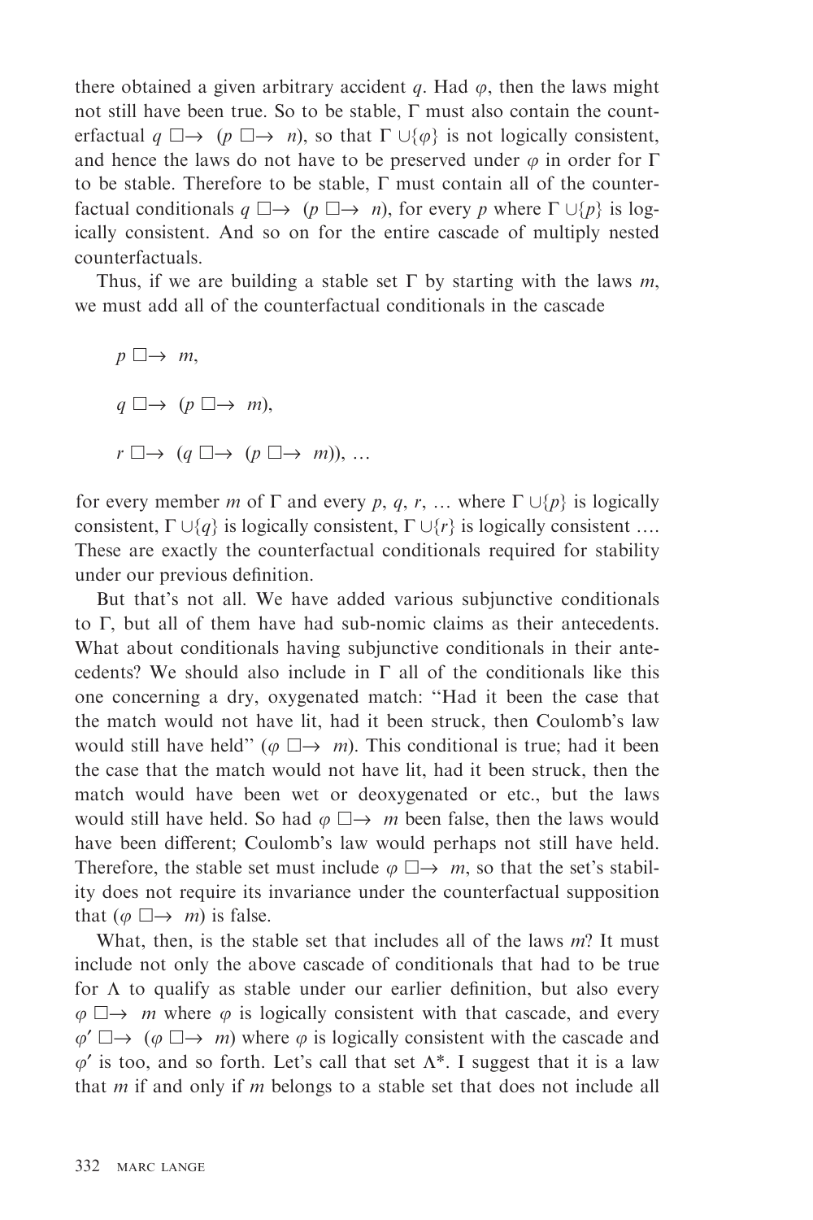there obtained a given arbitrary accident $q$. Had $\varphi$, then the laws might not still have been true. So to be stable, $\Gamma$ must also contain the counterfactual $q \mathrel{\Box\!\!\rightarrow} (p \mathrel{\Box\!\!\rightarrow} n)$, so that $\Gamma \cup \{\varphi\}$ is not logically consistent, and hence the laws do not have to be preserved under $\varphi$ in order for $\Gamma$ to be stable. Therefore to be stable, $\Gamma$ must contain all of the counterfactual conditionals $q \mathrel{\Box\!\!\rightarrow} (p \mathrel{\Box\!\!\rightarrow} n)$, for every $p$ where $\Gamma \cup \{p\}$ is logically consistent. And so on for the entire cascade of multiply nested counterfactuals.

Thus, if we are building a stable set $\Gamma$ by starting with the laws $m$, we must add all of the counterfactual conditionals in the cascade

$$p \mathrel{\Box\!\!\rightarrow} m,$$

$$q \mathrel{\Box\!\!\rightarrow} (p \mathrel{\Box\!\!\rightarrow} m),$$

$$r \mathrel{\Box\!\!\rightarrow} (q \mathrel{\Box\!\!\rightarrow} (p \mathrel{\Box\!\!\rightarrow} m)), \ldots$$

for every member $m$ of $\Gamma$ and every $p$, $q$, $r$, … where $\Gamma \cup \{p\}$ is logically consistent, $\Gamma \cup \{q\}$ is logically consistent, $\Gamma \cup \{r\}$ is logically consistent …. These are exactly the counterfactual conditionals required for stability under our previous definition.

But that's not all. We have added various subjunctive conditionals to $\Gamma$, but all of them have had sub-nomic claims as their antecedents. What about conditionals having subjunctive conditionals in their antecedents? We should also include in $\Gamma$ all of the conditionals like this one concerning a dry, oxygenated match: "Had it been the case that the match would not have lit, had it been struck, then Coulomb's law would still have held" ($\varphi \mathrel{\Box\!\!\rightarrow} m$). This conditional is true; had it been the case that the match would not have lit, had it been struck, then the match would have been wet or deoxygenated or etc., but the laws would still have held. So had $\varphi \mathrel{\Box\!\!\rightarrow} m$ been false, then the laws would have been different; Coulomb's law would perhaps not still have held. Therefore, the stable set must include $\varphi \mathrel{\Box\!\!\rightarrow} m$, so that the set's stability does not require its invariance under the counterfactual supposition that ($\varphi \mathrel{\Box\!\!\rightarrow} m$) is false.

What, then, is the stable set that includes all of the laws $m$? It must include not only the above cascade of conditionals that had to be true for $\Lambda$ to qualify as stable under our earlier definition, but also every $\varphi \mathrel{\Box\!\!\rightarrow} m$ where $\varphi$ is logically consistent with that cascade, and every $\varphi' \mathrel{\Box\!\!\rightarrow} (\varphi \mathrel{\Box\!\!\rightarrow} m)$ where $\varphi$ is logically consistent with the cascade and $\varphi'$ is too, and so forth. Let's call that set $\Lambda^*$. I suggest that it is a law that $m$ if and only if $m$ belongs to a stable set that does not include all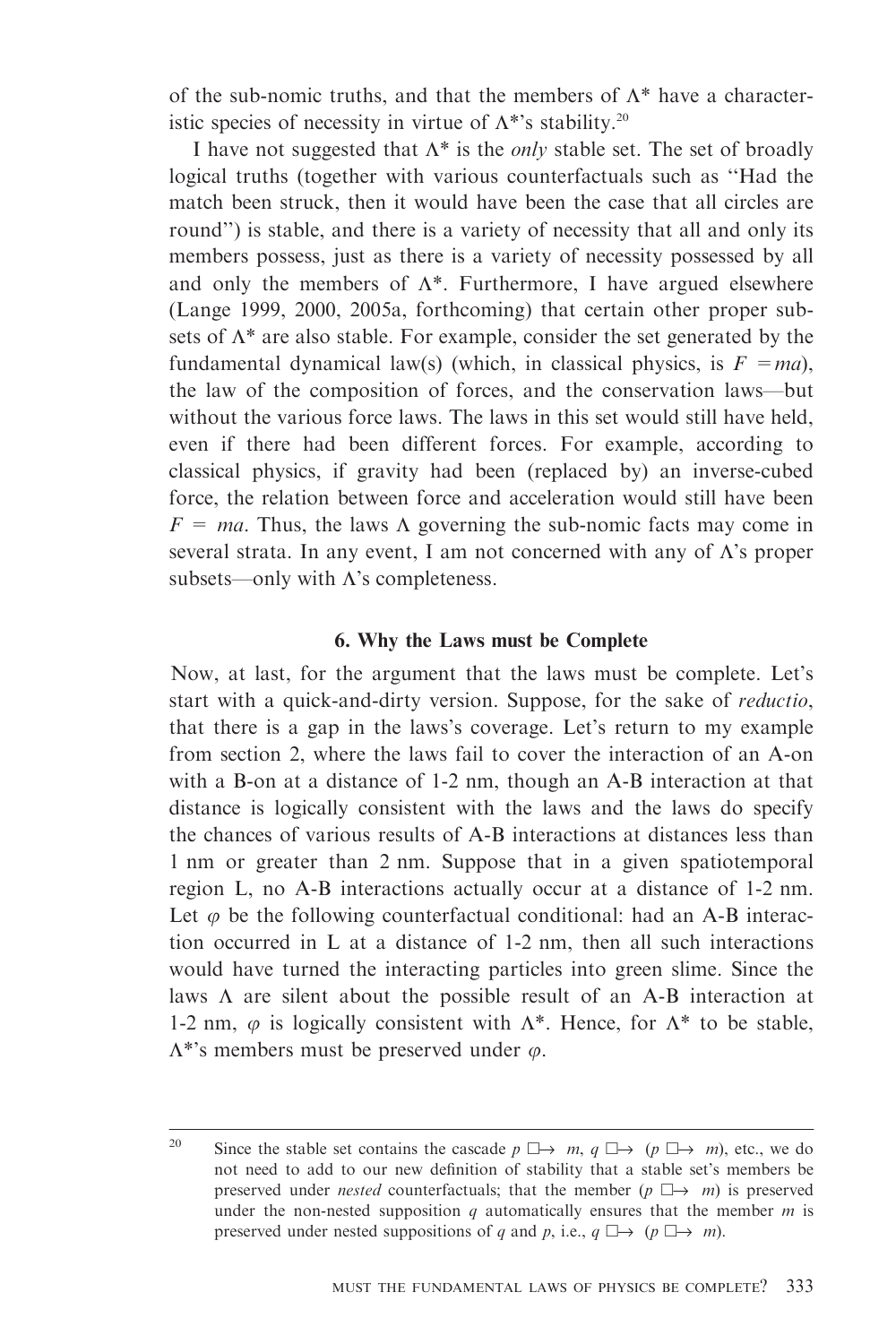of the sub-nomic truths, and that the members of $\Lambda^*$ have a characteristic species of necessity in virtue of $\Lambda^*$'s stability.[20]

I have not suggested that $\Lambda^*$ is the *only* stable set. The set of broadly logical truths (together with various counterfactuals such as "Had the match been struck, then it would have been the case that all circles are round") is stable, and there is a variety of necessity that all and only its members possess, just as there is a variety of necessity possessed by all and only the members of $\Lambda^*$. Furthermore, I have argued elsewhere (Lange 1999, 2000, 2005a, forthcoming) that certain other proper subsets of $\Lambda^*$ are also stable. For example, consider the set generated by the fundamental dynamical law(s) (which, in classical physics, is $F = ma$), the law of the composition of forces, and the conservation laws—but without the various force laws. The laws in this set would still have held, even if there had been different forces. For example, according to classical physics, if gravity had been (replaced by) an inverse-cubed force, the relation between force and acceleration would still have been $F = ma$. Thus, the laws $\Lambda$ governing the sub-nomic facts may come in several strata. In any event, I am not concerned with any of $\Lambda$'s proper subsets—only with $\Lambda$'s completeness.

### 6. Why the Laws must be Complete

Now, at last, for the argument that the laws must be complete. Let's start with a quick-and-dirty version. Suppose, for the sake of *reductio*, that there is a gap in the laws's coverage. Let's return to my example from section 2, where the laws fail to cover the interaction of an A-on with a B-on at a distance of 1-2 nm, though an A-B interaction at that distance is logically consistent with the laws and the laws do specify the chances of various results of A-B interactions at distances less than 1 nm or greater than 2 nm. Suppose that in a given spatiotemporal region L, no A-B interactions actually occur at a distance of 1-2 nm. Let $\varphi$ be the following counterfactual conditional: had an A-B interaction occurred in L at a distance of 1-2 nm, then all such interactions would have turned the interacting particles into green slime. Since the laws $\Lambda$ are silent about the possible result of an A-B interaction at 1-2 nm, $\varphi$ is logically consistent with $\Lambda^*$. Hence, for $\Lambda^*$ to be stable, $\Lambda^*$'s members must be preserved under $\varphi$.

---

[20] Since the stable set contains the cascade $p \mathrel{\Box\!\!\rightarrow} m$, $q \mathrel{\Box\!\!\rightarrow} (p \mathrel{\Box\!\!\rightarrow} m)$, etc., we do not need to add to our new definition of stability that a stable set's members be preserved under *nested* counterfactuals; that the member $(p \mathrel{\Box\!\!\rightarrow} m)$ is preserved under the non-nested supposition $q$ automatically ensures that the member $m$ is preserved under nested suppositions of $q$ and $p$, i.e., $q \mathrel{\Box\!\!\rightarrow} (p \mathrel{\Box\!\!\rightarrow} m)$.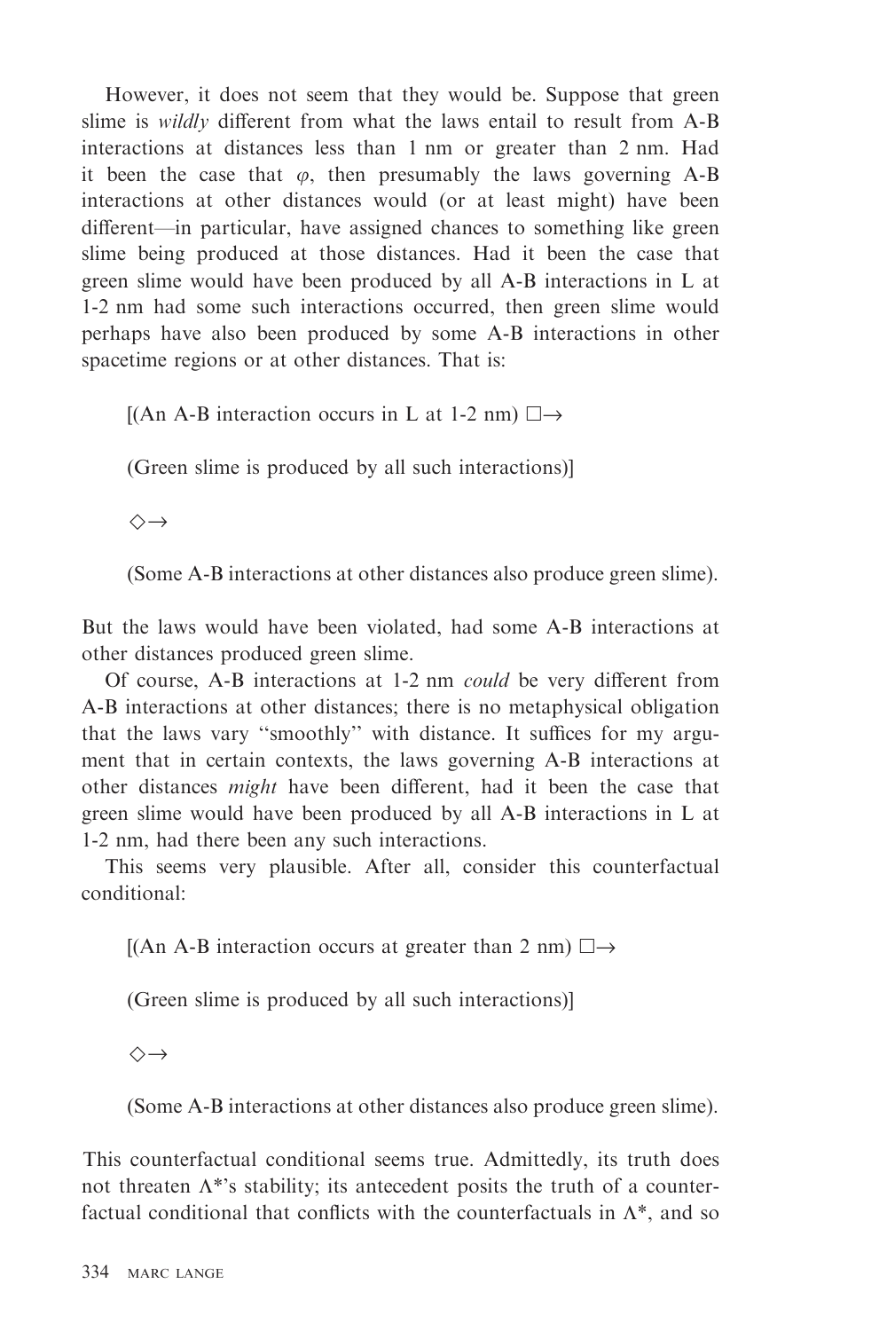However, it does not seem that they would be. Suppose that green slime is *wildly* different from what the laws entail to result from A-B interactions at distances less than 1 nm or greater than 2 nm. Had it been the case that $\varphi$, then presumably the laws governing A-B interactions at other distances would (or at least might) have been different—in particular, have assigned chances to something like green slime being produced at those distances. Had it been the case that green slime would have been produced by all A-B interactions in L at 1-2 nm had some such interactions occurred, then green slime would perhaps have also been produced by some A-B interactions in other spacetime regions or at other distances. That is:

[(An A-B interaction occurs in L at 1-2 nm) $\Box\!\!\rightarrow$

(Green slime is produced by all such interactions)]

$\Diamond\!\!\rightarrow$

(Some A-B interactions at other distances also produce green slime).

But the laws would have been violated, had some A-B interactions at other distances produced green slime.

Of course, A-B interactions at 1-2 nm *could* be very different from A-B interactions at other distances; there is no metaphysical obligation that the laws vary "smoothly" with distance. It suffices for my argument that in certain contexts, the laws governing A-B interactions at other distances *might* have been different, had it been the case that green slime would have been produced by all A-B interactions in L at 1-2 nm, had there been any such interactions.

This seems very plausible. After all, consider this counterfactual conditional:

[(An A-B interaction occurs at greater than 2 nm) $\Box\!\!\rightarrow$

(Green slime is produced by all such interactions)]

$\Diamond\!\!\rightarrow$

(Some A-B interactions at other distances also produce green slime).

This counterfactual conditional seems true. Admittedly, its truth does not threaten $\Lambda^*$'s stability; its antecedent posits the truth of a counterfactual conditional that conflicts with the counterfactuals in $\Lambda^*$, and so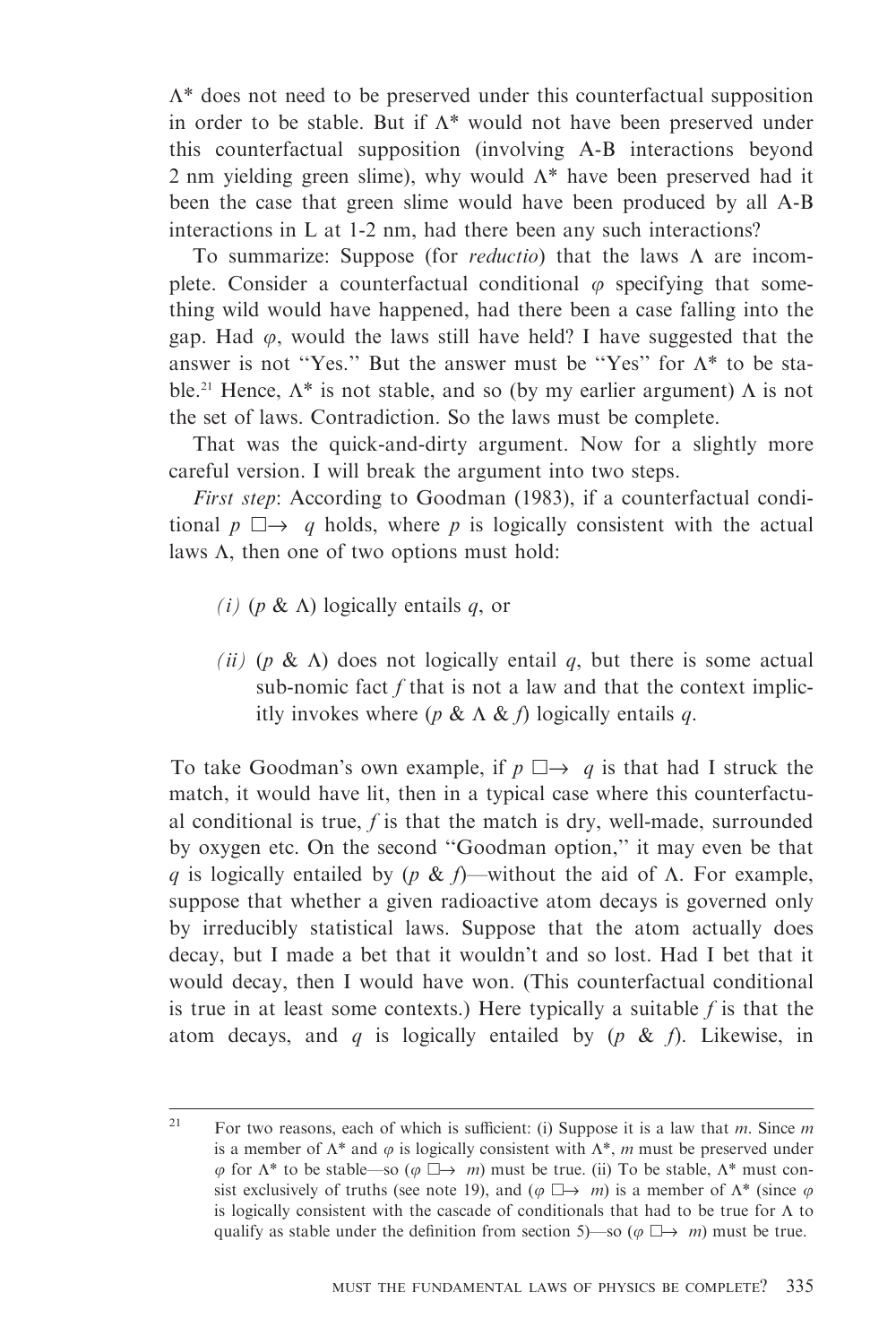$\Lambda^*$ does not need to be preserved under this counterfactual supposition in order to be stable. But if $\Lambda^*$ would not have been preserved under this counterfactual supposition (involving A-B interactions beyond 2 nm yielding green slime), why would $\Lambda^*$ have been preserved had it been the case that green slime would have been produced by all A-B interactions in L at 1-2 nm, had there been any such interactions?

To summarize: Suppose (for *reductio*) that the laws $\Lambda$ are incomplete. Consider a counterfactual conditional $\varphi$ specifying that something wild would have happened, had there been a case falling into the gap. Had $\varphi$, would the laws still have held? I have suggested that the answer is not "Yes." But the answer must be "Yes" for $\Lambda^*$ to be stable.[21] Hence, $\Lambda^*$ is not stable, and so (by my earlier argument) $\Lambda$ is not the set of laws. Contradiction. So the laws must be complete.

That was the quick-and-dirty argument. Now for a slightly more careful version. I will break the argument into two steps.

*First step*: According to Goodman (1983), if a counterfactual conditional $p \mathrel{\Box\!\!\rightarrow} q$ holds, where $p$ is logically consistent with the actual laws $\Lambda$, then one of two options must hold:

*(i)* ($p$ & $\Lambda$) logically entails $q$, or

*(ii)* ($p$ & $\Lambda$) does not logically entail $q$, but there is some actual sub-nomic fact $f$ that is not a law and that the context implicitly invokes where ($p$ & $\Lambda$ & $f$) logically entails $q$.

To take Goodman's own example, if $p \mathrel{\Box\!\!\rightarrow} q$ is that had I struck the match, it would have lit, then in a typical case where this counterfactual conditional is true, $f$ is that the match is dry, well-made, surrounded by oxygen etc. On the second "Goodman option," it may even be that $q$ is logically entailed by ($p$ & $f$)—without the aid of $\Lambda$. For example, suppose that whether a given radioactive atom decays is governed only by irreducibly statistical laws. Suppose that the atom actually does decay, but I made a bet that it wouldn't and so lost. Had I bet that it would decay, then I would have won. (This counterfactual conditional is true in at least some contexts.) Here typically a suitable $f$ is that the atom decays, and $q$ is logically entailed by ($p$ & $f$). Likewise, in

---

[21] For two reasons, each of which is sufficient: (i) Suppose it is a law that $m$. Since $m$ is a member of $\Lambda^*$ and $\varphi$ is logically consistent with $\Lambda^*$, $m$ must be preserved under $\varphi$ for $\Lambda^*$ to be stable—so ($\varphi \mathrel{\Box\!\!\rightarrow} m$) must be true. (ii) To be stable, $\Lambda^*$ must consist exclusively of truths (see note 19), and ($\varphi \mathrel{\Box\!\!\rightarrow} m$) is a member of $\Lambda^*$ (since $\varphi$ is logically consistent with the cascade of conditionals that had to be true for $\Lambda$ to qualify as stable under the definition from section 5)—so ($\varphi \mathrel{\Box\!\!\rightarrow} m$) must be true.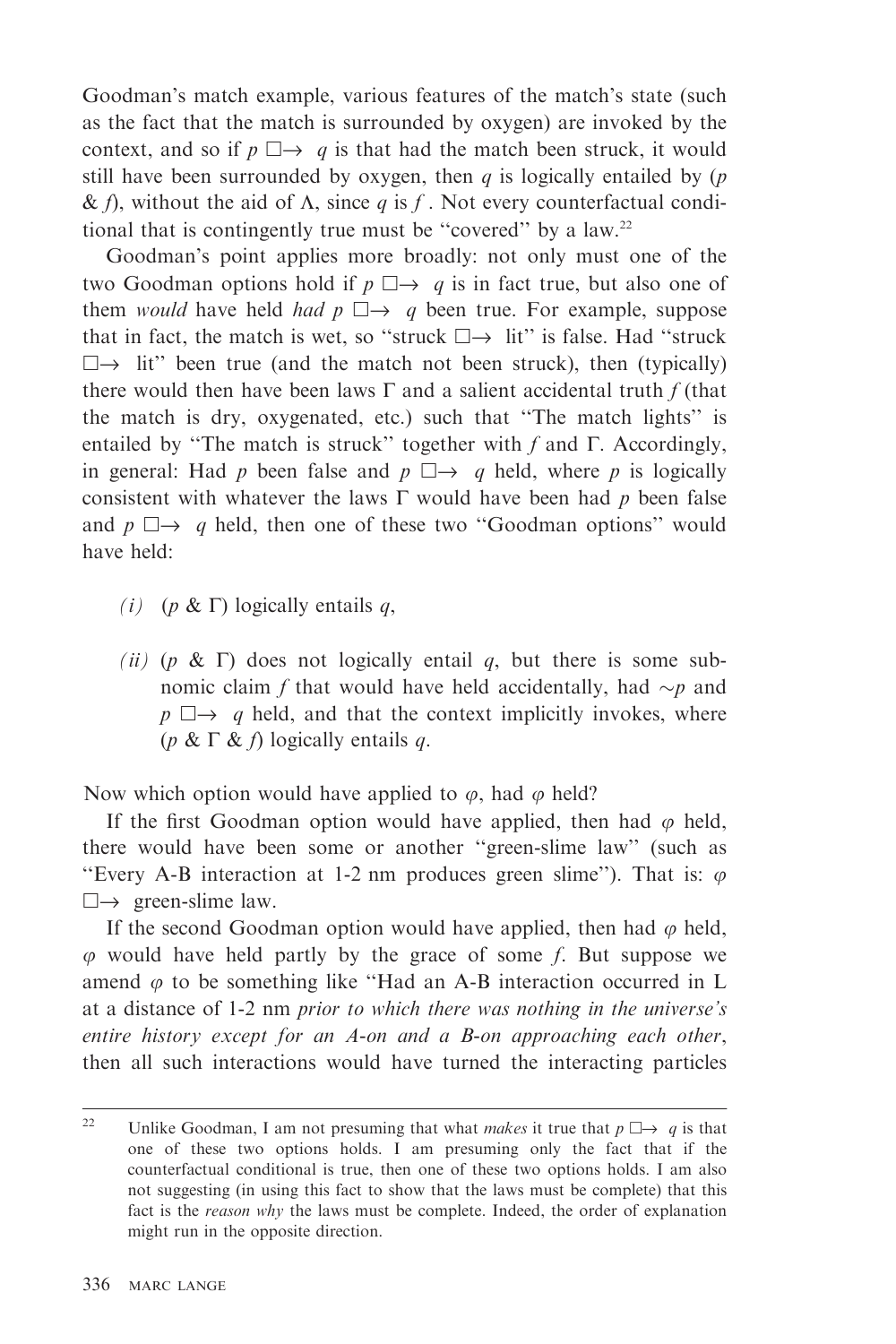Goodman's match example, various features of the match's state (such as the fact that the match is surrounded by oxygen) are invoked by the context, and so if $p \mathrel{\Box\!\!\rightarrow} q$ is that had the match been struck, it would still have been surrounded by oxygen, then $q$ is logically entailed by ($p$ & $f$), without the aid of $\Lambda$, since $q$ is $f$. Not every counterfactual conditional that is contingently true must be "covered" by a law.[22]

Goodman's point applies more broadly: not only must one of the two Goodman options hold if $p \mathrel{\Box\!\!\rightarrow} q$ is in fact true, but also one of them *would* have held *had* $p \mathrel{\Box\!\!\rightarrow} q$ been true. For example, suppose that in fact, the match is wet, so "struck $\mathrel{\Box\!\!\rightarrow}$ lit" is false. Had "struck $\mathrel{\Box\!\!\rightarrow}$ lit" been true (and the match not been struck), then (typically) there would then have been laws $\Gamma$ and a salient accidental truth $f$ (that the match is dry, oxygenated, etc.) such that "The match lights" is entailed by "The match is struck" together with $f$ and $\Gamma$. Accordingly, in general: Had $p$ been false and $p \mathrel{\Box\!\!\rightarrow} q$ held, where $p$ is logically consistent with whatever the laws $\Gamma$ would have been had $p$ been false and $p \mathrel{\Box\!\!\rightarrow} q$ held, then one of these two "Goodman options" would have held:

*(i)* ($p$ & $\Gamma$) logically entails $q$,

*(ii)* ($p$ & $\Gamma$) does not logically entail $q$, but there is some subnomic claim $f$ that would have held accidentally, had $\sim p$ and $p \mathrel{\Box\!\!\rightarrow} q$ held, and that the context implicitly invokes, where ($p$ & $\Gamma$ & $f$) logically entails $q$.

Now which option would have applied to $\varphi$, had $\varphi$ held?

If the first Goodman option would have applied, then had $\varphi$ held, there would have been some or another "green-slime law" (such as "Every A-B interaction at 1-2 nm produces green slime"). That is: $\varphi \mathrel{\Box\!\!\rightarrow}$ green-slime law.

If the second Goodman option would have applied, then had $\varphi$ held, $\varphi$ would have held partly by the grace of some $f$. But suppose we amend $\varphi$ to be something like "Had an A-B interaction occurred in L at a distance of 1-2 nm *prior to which there was nothing in the universe's entire history except for an A-on and a B-on approaching each other*, then all such interactions would have turned the interacting particles

---

[22] Unlike Goodman, I am not presuming that what *makes* it true that $p \mathrel{\Box\!\!\rightarrow} q$ is that one of these two options holds. I am presuming only the fact that if the counterfactual conditional is true, then one of these two options holds. I am also not suggesting (in using this fact to show that the laws must be complete) that this fact is the *reason why* the laws must be complete. Indeed, the order of explanation might run in the opposite direction.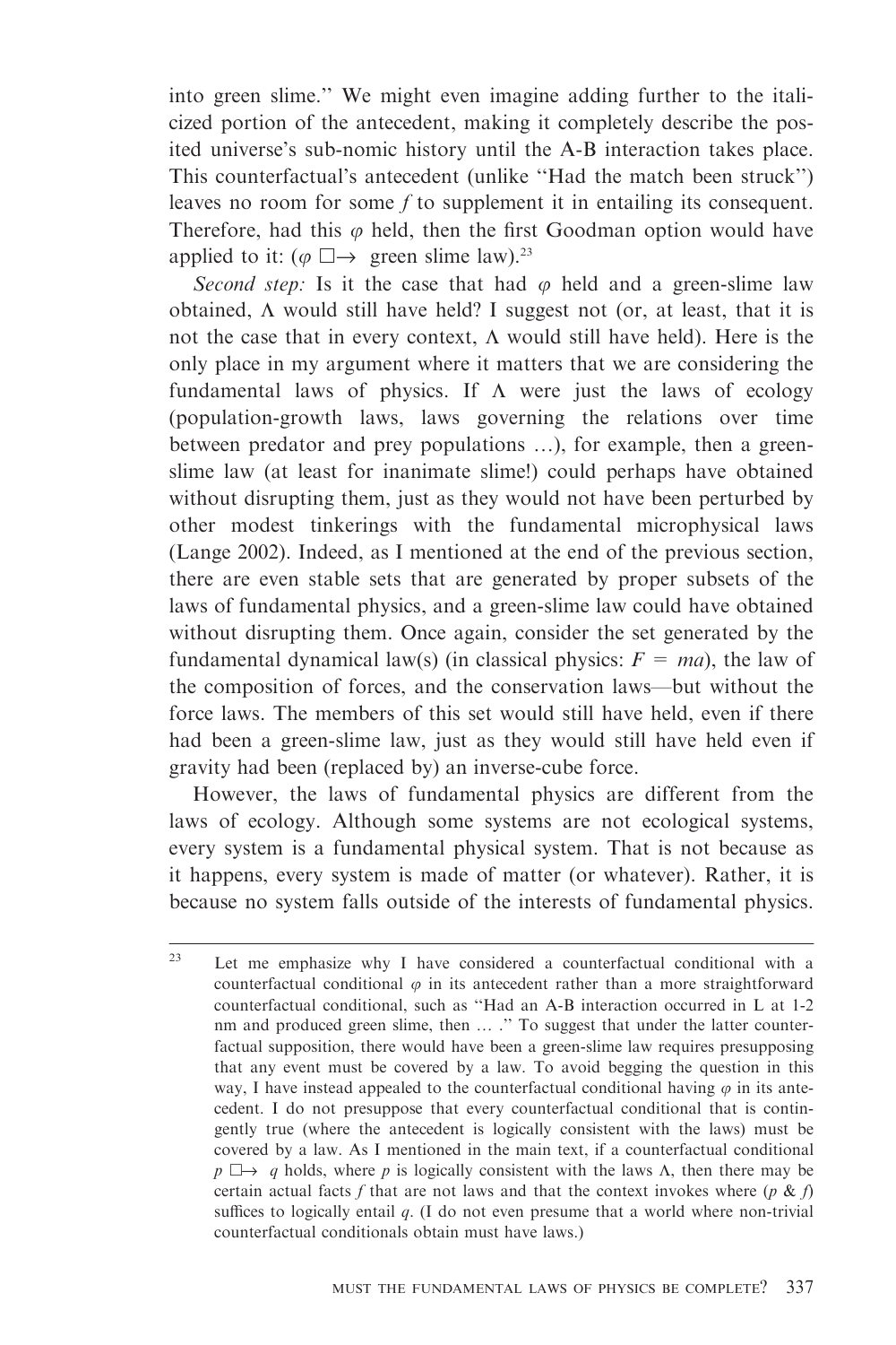into green slime." We might even imagine adding further to the italicized portion of the antecedent, making it completely describe the posited universe's sub-nomic history until the A-B interaction takes place. This counterfactual's antecedent (unlike "Had the match been struck") leaves no room for some $f$ to supplement it in entailing its consequent. Therefore, had this $\varphi$ held, then the first Goodman option would have applied to it: ($\varphi$ $\Box\!\!\rightarrow$ green slime law).[23]

*Second step:* Is it the case that had $\varphi$ held and a green-slime law obtained, $\Lambda$ would still have held? I suggest not (or, at least, that it is not the case that in every context, $\Lambda$ would still have held). Here is the only place in my argument where it matters that we are considering the fundamental laws of physics. If $\Lambda$ were just the laws of ecology (population-growth laws, laws governing the relations over time between predator and prey populations …), for example, then a green-slime law (at least for inanimate slime!) could perhaps have obtained without disrupting them, just as they would not have been perturbed by other modest tinkerings with the fundamental microphysical laws (Lange 2002). Indeed, as I mentioned at the end of the previous section, there are even stable sets that are generated by proper subsets of the laws of fundamental physics, and a green-slime law could have obtained without disrupting them. Once again, consider the set generated by the fundamental dynamical law(s) (in classical physics: $F = ma$), the law of the composition of forces, and the conservation laws—but without the force laws. The members of this set would still have held, even if there had been a green-slime law, just as they would still have held even if gravity had been (replaced by) an inverse-cube force.

However, the laws of fundamental physics are different from the laws of ecology. Although some systems are not ecological systems, every system is a fundamental physical system. That is not because as it happens, every system is made of matter (or whatever). Rather, it is because no system falls outside of the interests of fundamental physics.

---

[23] Let me emphasize why I have considered a counterfactual conditional with a counterfactual conditional $\varphi$ in its antecedent rather than a more straightforward counterfactual conditional, such as "Had an A-B interaction occurred in L at 1-2 nm and produced green slime, then … ." To suggest that under the latter counterfactual supposition, there would have been a green-slime law requires presupposing that any event must be covered by a law. To avoid begging the question in this way, I have instead appealed to the counterfactual conditional having $\varphi$ in its antecedent. I do not presuppose that every counterfactual conditional that is contingently true (where the antecedent is logically consistent with the laws) must be covered by a law. As I mentioned in the main text, if a counterfactual conditional $p$ $\Box\!\!\rightarrow$ $q$ holds, where $p$ is logically consistent with the laws $\Lambda$, then there may be certain actual facts $f$ that are not laws and that the context invokes where ($p$ & $f$) suffices to logically entail $q$. (I do not even presume that a world where non-trivial counterfactual conditionals obtain must have laws.)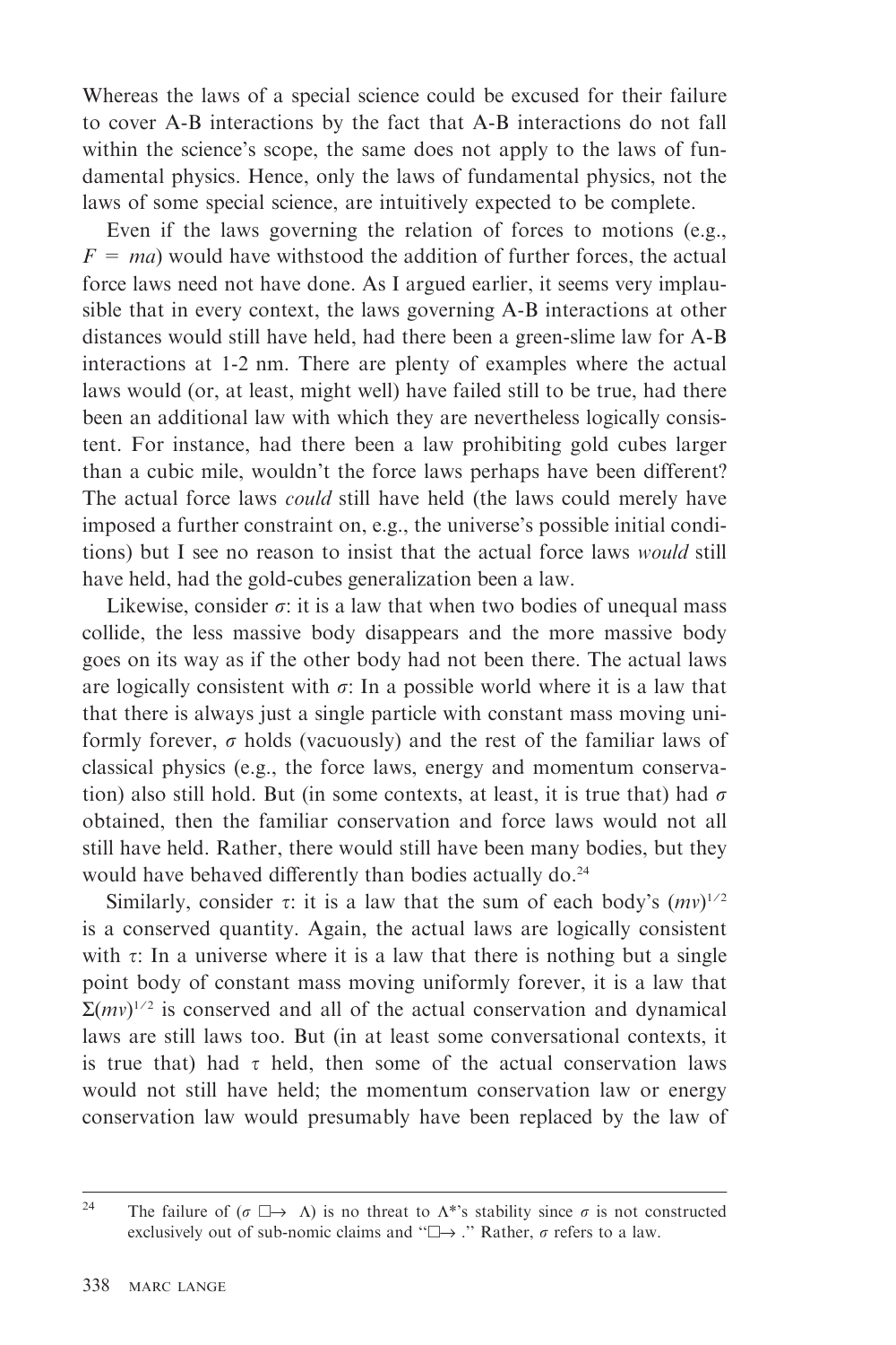Whereas the laws of a special science could be excused for their failure to cover A-B interactions by the fact that A-B interactions do not fall within the science's scope, the same does not apply to the laws of fundamental physics. Hence, only the laws of fundamental physics, not the laws of some special science, are intuitively expected to be complete.

Even if the laws governing the relation of forces to motions (e.g., $F = ma$) would have withstood the addition of further forces, the actual force laws need not have done. As I argued earlier, it seems very implausible that in every context, the laws governing A-B interactions at other distances would still have held, had there been a green-slime law for A-B interactions at 1-2 nm. There are plenty of examples where the actual laws would (or, at least, might well) have failed still to be true, had there been an additional law with which they are nevertheless logically consistent. For instance, had there been a law prohibiting gold cubes larger than a cubic mile, wouldn't the force laws perhaps have been different? The actual force laws *could* still have held (the laws could merely have imposed a further constraint on, e.g., the universe's possible initial conditions) but I see no reason to insist that the actual force laws *would* still have held, had the gold-cubes generalization been a law.

Likewise, consider $\sigma$: it is a law that when two bodies of unequal mass collide, the less massive body disappears and the more massive body goes on its way as if the other body had not been there. The actual laws are logically consistent with $\sigma$: In a possible world where it is a law that that there is always just a single particle with constant mass moving uniformly forever, $\sigma$ holds (vacuously) and the rest of the familiar laws of classical physics (e.g., the force laws, energy and momentum conservation) also still hold. But (in some contexts, at least, it is true that) had $\sigma$ obtained, then the familiar conservation and force laws would not all still have held. Rather, there would still have been many bodies, but they would have behaved differently than bodies actually do.[24]

Similarly, consider $\tau$: it is a law that the sum of each body's $(mv)^{1/2}$ is a conserved quantity. Again, the actual laws are logically consistent with $\tau$: In a universe where it is a law that there is nothing but a single point body of constant mass moving uniformly forever, it is a law that $\Sigma(mv)^{1/2}$ is conserved and all of the actual conservation and dynamical laws are still laws too. But (in at least some conversational contexts, it is true that) had $\tau$ held, then some of the actual conservation laws would not still have held; the momentum conservation law or energy conservation law would presumably have been replaced by the law of

---

[24] The failure of ($\sigma \mathbin{\Box\!\!\rightarrow} \Lambda$) is no threat to $\Lambda^*$'s stability since $\sigma$ is not constructed exclusively out of sub-nomic claims and "$\Box\!\!\rightarrow$." Rather, $\sigma$ refers to a law.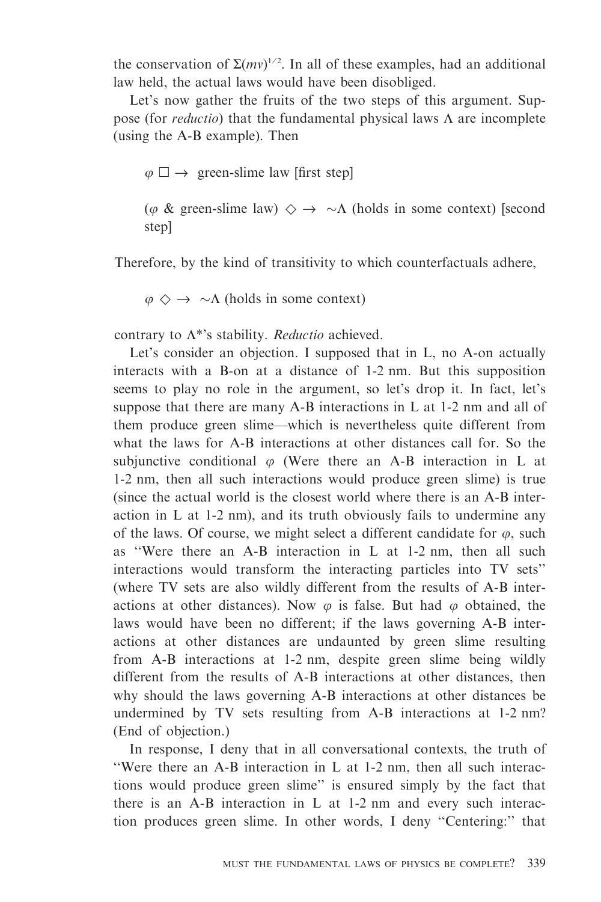the conservation of $\Sigma(mv)^{1/2}$. In all of these examples, had an additional law held, the actual laws would have been disobliged.

Let's now gather the fruits of the two steps of this argument. Suppose (for *reductio*) that the fundamental physical laws $\Lambda$ are incomplete (using the A-B example). Then

> $\varphi \; \Box\!\!\rightarrow$ green-slime law [first step]
>
> ($\varphi$ & green-slime law) $\Diamond\!\!\rightarrow \; \sim\Lambda$ (holds in some context) [second step]

Therefore, by the kind of transitivity to which counterfactuals adhere,

> $\varphi \; \Diamond\!\!\rightarrow \; \sim\Lambda$ (holds in some context)

contrary to $\Lambda^*$'s stability. *Reductio* achieved.

Let's consider an objection. I supposed that in L, no A-on actually interacts with a B-on at a distance of 1-2 nm. But this supposition seems to play no role in the argument, so let's drop it. In fact, let's suppose that there are many A-B interactions in L at 1-2 nm and all of them produce green slime—which is nevertheless quite different from what the laws for A-B interactions at other distances call for. So the subjunctive conditional $\varphi$ (Were there an A-B interaction in L at 1-2 nm, then all such interactions would produce green slime) is true (since the actual world is the closest world where there is an A-B interaction in L at 1-2 nm), and its truth obviously fails to undermine any of the laws. Of course, we might select a different candidate for $\varphi$, such as "Were there an A-B interaction in L at 1-2 nm, then all such interactions would transform the interacting particles into TV sets" (where TV sets are also wildly different from the results of A-B interactions at other distances). Now $\varphi$ is false. But had $\varphi$ obtained, the laws would have been no different; if the laws governing A-B interactions at other distances are undaunted by green slime resulting from A-B interactions at 1-2 nm, despite green slime being wildly different from the results of A-B interactions at other distances, then why should the laws governing A-B interactions at other distances be undermined by TV sets resulting from A-B interactions at 1-2 nm? (End of objection.)

In response, I deny that in all conversational contexts, the truth of "Were there an A-B interaction in L at 1-2 nm, then all such interactions would produce green slime" is ensured simply by the fact that there is an A-B interaction in L at 1-2 nm and every such interaction produces green slime. In other words, I deny "Centering:" that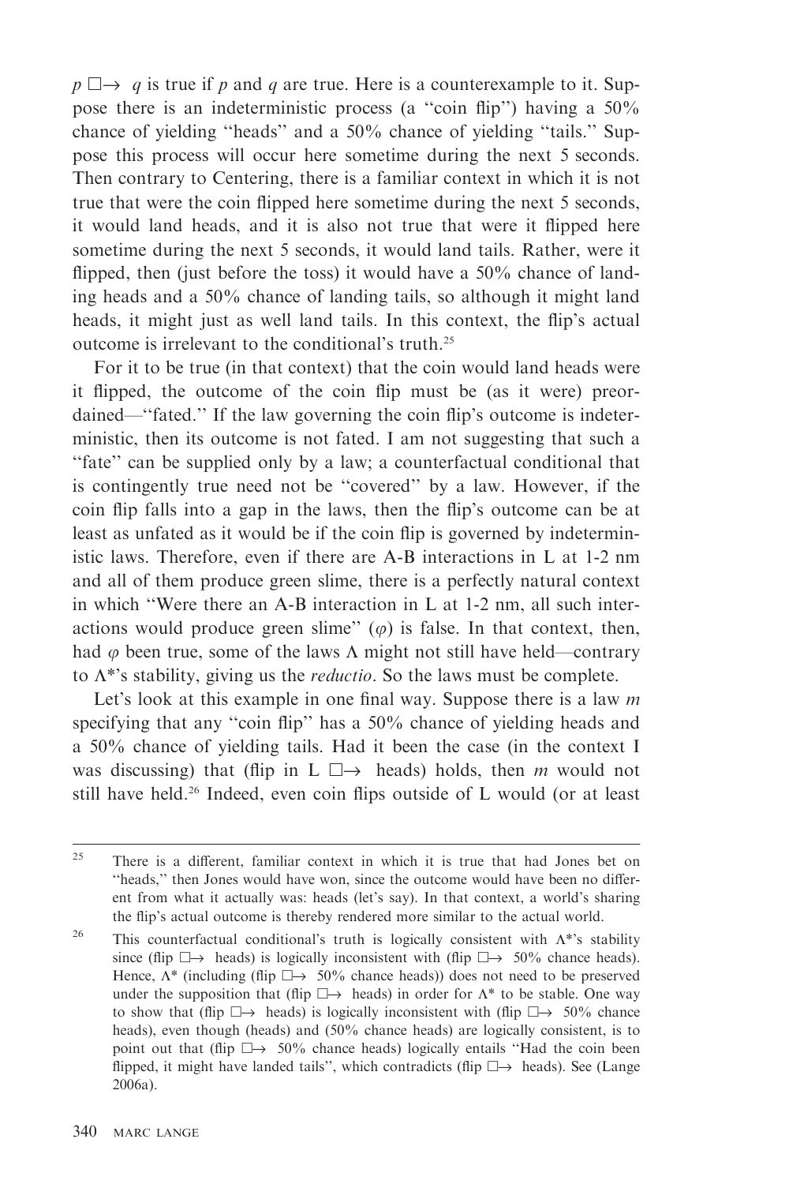$p \mathrel{\Box\!\!\rightarrow} q$ is true if $p$ and $q$ are true. Here is a counterexample to it. Suppose there is an indeterministic process (a ''coin flip'') having a 50% chance of yielding ''heads'' and a 50% chance of yielding ''tails.'' Suppose this process will occur here sometime during the next 5 seconds. Then contrary to Centering, there is a familiar context in which it is not true that were the coin flipped here sometime during the next 5 seconds, it would land heads, and it is also not true that were it flipped here sometime during the next 5 seconds, it would land tails. Rather, were it flipped, then (just before the toss) it would have a 50% chance of landing heads and a 50% chance of landing tails, so although it might land heads, it might just as well land tails. In this context, the flip's actual outcome is irrelevant to the conditional's truth.[25]

For it to be true (in that context) that the coin would land heads were it flipped, the outcome of the coin flip must be (as it were) preordained—''fated.'' If the law governing the coin flip's outcome is indeterministic, then its outcome is not fated. I am not suggesting that such a ''fate'' can be supplied only by a law; a counterfactual conditional that is contingently true need not be ''covered'' by a law. However, if the coin flip falls into a gap in the laws, then the flip's outcome can be at least as unfated as it would be if the coin flip is governed by indeterministic laws. Therefore, even if there are A-B interactions in L at 1-2 nm and all of them produce green slime, there is a perfectly natural context in which ''Were there an A-B interaction in L at 1-2 nm, all such interactions would produce green slime'' ($\varphi$) is false. In that context, then, had $\varphi$ been true, some of the laws $\Lambda$ might not still have held—contrary to $\Lambda$\*'s stability, giving us the *reductio*. So the laws must be complete.

Let's look at this example in one final way. Suppose there is a law $m$ specifying that any ''coin flip'' has a 50% chance of yielding heads and a 50% chance of yielding tails. Had it been the case (in the context I was discussing) that (flip in L $\mathrel{\Box\!\!\rightarrow}$ heads) holds, then $m$ would not still have held.[26] Indeed, even coin flips outside of L would (or at least

---

[25] There is a different, familiar context in which it is true that had Jones bet on ''heads,'' then Jones would have won, since the outcome would have been no different from what it actually was: heads (let's say). In that context, a world's sharing the flip's actual outcome is thereby rendered more similar to the actual world.

[26] This counterfactual conditional's truth is logically consistent with $\Lambda$\*'s stability since (flip $\mathrel{\Box\!\!\rightarrow}$ heads) is logically inconsistent with (flip $\mathrel{\Box\!\!\rightarrow}$ 50% chance heads). Hence, $\Lambda$\* (including (flip $\mathrel{\Box\!\!\rightarrow}$ 50% chance heads)) does not need to be preserved under the supposition that (flip $\mathrel{\Box\!\!\rightarrow}$ heads) in order for $\Lambda$\* to be stable. One way to show that (flip $\mathrel{\Box\!\!\rightarrow}$ heads) is logically inconsistent with (flip $\mathrel{\Box\!\!\rightarrow}$ 50% chance heads), even though (heads) and (50% chance heads) are logically consistent, is to point out that (flip $\mathrel{\Box\!\!\rightarrow}$ 50% chance heads) logically entails ''Had the coin been flipped, it might have landed tails'', which contradicts (flip $\mathrel{\Box\!\!\rightarrow}$ heads). See (Lange 2006a).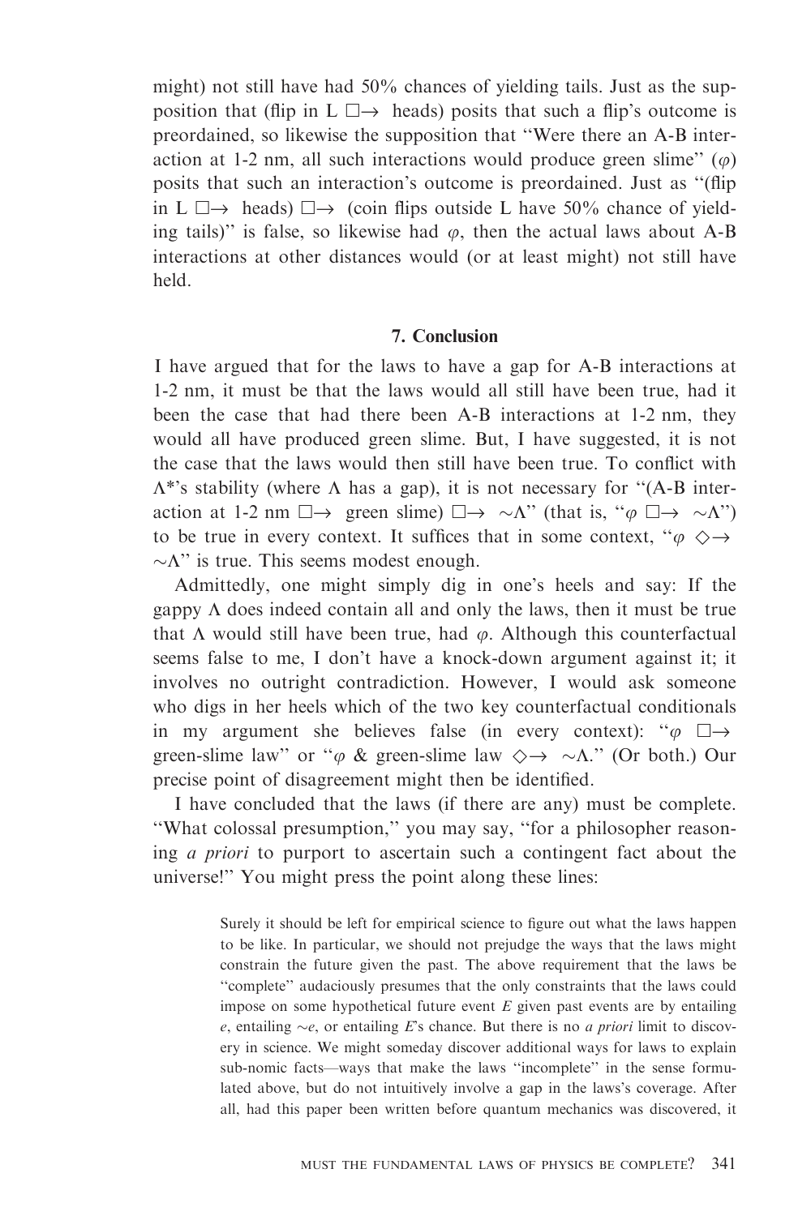might) not still have had 50% chances of yielding tails. Just as the supposition that (flip in L $\Box\!\!\rightarrow$ heads) posits that such a flip's outcome is preordained, so likewise the supposition that "Were there an A-B interaction at 1-2 nm, all such interactions would produce green slime" ($\varphi$) posits that such an interaction's outcome is preordained. Just as "(flip in L $\Box\!\!\rightarrow$ heads) $\Box\!\!\rightarrow$ (coin flips outside L have 50% chance of yielding tails)" is false, so likewise had $\varphi$, then the actual laws about A-B interactions at other distances would (or at least might) not still have held.

## 7. Conclusion

I have argued that for the laws to have a gap for A-B interactions at 1-2 nm, it must be that the laws would all still have been true, had it been the case that had there been A-B interactions at 1-2 nm, they would all have produced green slime. But, I have suggested, it is not the case that the laws would then still have been true. To conflict with $\Lambda^*$'s stability (where $\Lambda$ has a gap), it is not necessary for "(A-B interaction at 1-2 nm $\Box\!\!\rightarrow$ green slime) $\Box\!\!\rightarrow$ $\sim\Lambda$" (that is, "$\varphi$ $\Box\!\!\rightarrow$ $\sim\Lambda$") to be true in every context. It suffices that in some context, "$\varphi$ $\Diamond\!\!\rightarrow$ $\sim\Lambda$" is true. This seems modest enough.

Admittedly, one might simply dig in one's heels and say: If the gappy $\Lambda$ does indeed contain all and only the laws, then it must be true that $\Lambda$ would still have been true, had $\varphi$. Although this counterfactual seems false to me, I don't have a knock-down argument against it; it involves no outright contradiction. However, I would ask someone who digs in her heels which of the two key counterfactual conditionals in my argument she believes false (in every context): "$\varphi$ $\Box\!\!\rightarrow$ green-slime law" or "$\varphi$ & green-slime law $\Diamond\!\!\rightarrow$ $\sim\Lambda$." (Or both.) Our precise point of disagreement might then be identified.

I have concluded that the laws (if there are any) must be complete. "What colossal presumption," you may say, "for a philosopher reasoning *a priori* to purport to ascertain such a contingent fact about the universe!" You might press the point along these lines:

> Surely it should be left for empirical science to figure out what the laws happen to be like. In particular, we should not prejudge the ways that the laws might constrain the future given the past. The above requirement that the laws be "complete" audaciously presumes that the only constraints that the laws could impose on some hypothetical future event $E$ given past events are by entailing $e$, entailing $\sim e$, or entailing $E$'s chance. But there is no *a priori* limit to discovery in science. We might someday discover additional ways for laws to explain sub-nomic facts—ways that make the laws "incomplete" in the sense formulated above, but do not intuitively involve a gap in the laws's coverage. After all, had this paper been written before quantum mechanics was discovered, it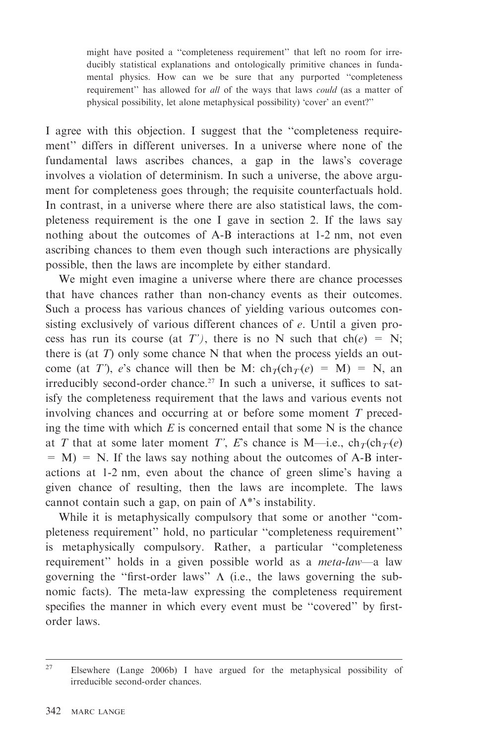> might have posited a "completeness requirement" that left no room for irreducibly statistical explanations and ontologically primitive chances in fundamental physics. How can we be sure that any purported "completeness requirement" has allowed for *all* of the ways that laws *could* (as a matter of physical possibility, let alone metaphysical possibility) 'cover' an event?"

I agree with this objection. I suggest that the "completeness requirement" differs in different universes. In a universe where none of the fundamental laws ascribes chances, a gap in the laws's coverage involves a violation of determinism. In such a universe, the above argument for completeness goes through; the requisite counterfactuals hold. In contrast, in a universe where there are also statistical laws, the completeness requirement is the one I gave in section 2. If the laws say nothing about the outcomes of A-B interactions at 1-2 nm, not even ascribing chances to them even though such interactions are physically possible, then the laws are incomplete by either standard.

We might even imagine a universe where there are chance processes that have chances rather than non-chancy events as their outcomes. Such a process has various chances of yielding various outcomes consisting exclusively of various different chances of $e$. Until a given process has run its course (at $T'$), there is no N such that $ch(e) = N$; there is (at $T$) only some chance N that when the process yields an outcome (at $T'$), $e$'s chance will then be M: $ch_T(ch_{T'}(e) = M) = N$, an irreducibly second-order chance.[27] In such a universe, it suffices to satisfy the completeness requirement that the laws and various events not involving chances and occurring at or before some moment $T$ preceding the time with which $E$ is concerned entail that some N is the chance at $T$ that at some later moment $T'$, $E$'s chance is M—i.e., $ch_T(ch_{T'}(e) = M) = N$. If the laws say nothing about the outcomes of A-B interactions at 1-2 nm, even about the chance of green slime's having a given chance of resulting, then the laws are incomplete. The laws cannot contain such a gap, on pain of $\Lambda$*'s instability.

While it is metaphysically compulsory that some or another "completeness requirement" hold, no particular "completeness requirement" is metaphysically compulsory. Rather, a particular "completeness requirement" holds in a given possible world as a *meta-law*—a law governing the "first-order laws" $\Lambda$ (i.e., the laws governing the subnomic facts). The meta-law expressing the completeness requirement specifies the manner in which every event must be "covered" by first-order laws.

[27] Elsewhere (Lange 2006b) I have argued for the metaphysical possibility of irreducible second-order chances.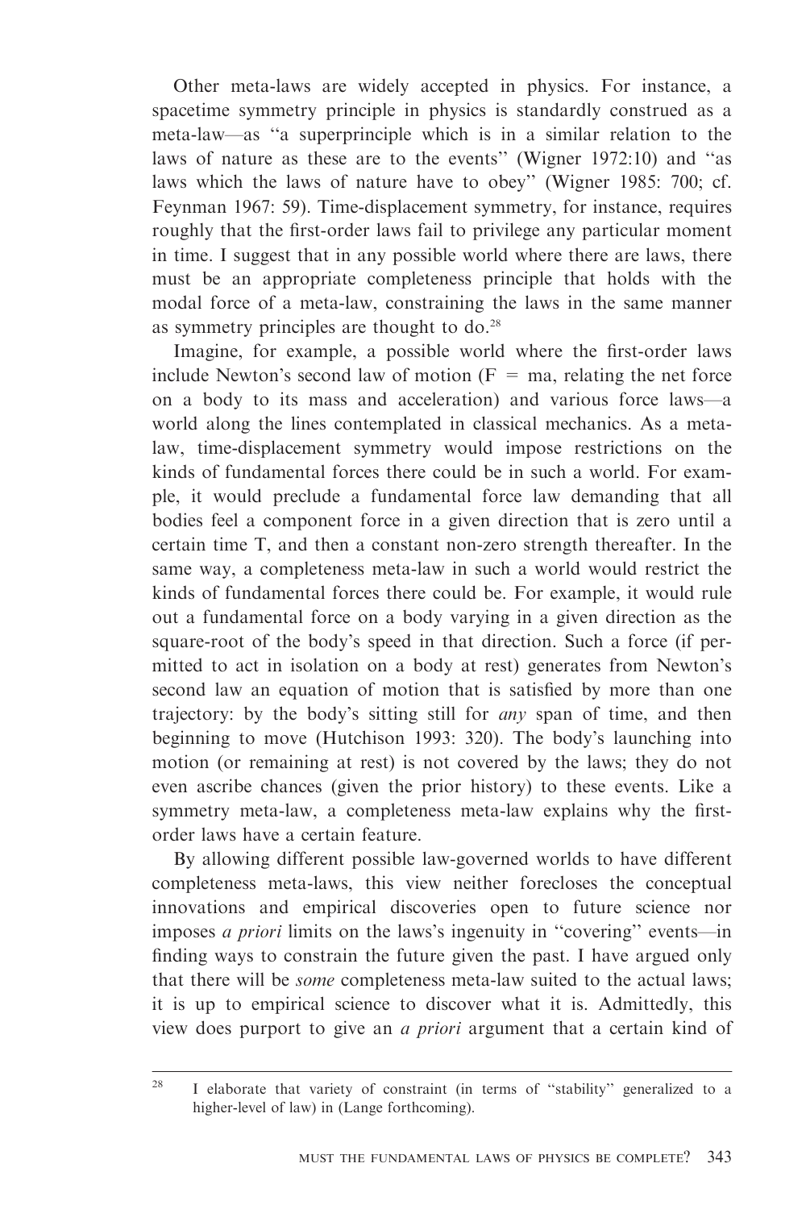Other meta-laws are widely accepted in physics. For instance, a spacetime symmetry principle in physics is standardly construed as a meta-law—as "a superprinciple which is in a similar relation to the laws of nature as these are to the events" (Wigner 1972:10) and "as laws which the laws of nature have to obey" (Wigner 1985: 700; cf. Feynman 1967: 59). Time-displacement symmetry, for instance, requires roughly that the first-order laws fail to privilege any particular moment in time. I suggest that in any possible world where there are laws, there must be an appropriate completeness principle that holds with the modal force of a meta-law, constraining the laws in the same manner as symmetry principles are thought to do.[28]

Imagine, for example, a possible world where the first-order laws include Newton's second law of motion ($F = ma$, relating the net force on a body to its mass and acceleration) and various force laws—a world along the lines contemplated in classical mechanics. As a meta-law, time-displacement symmetry would impose restrictions on the kinds of fundamental forces there could be in such a world. For example, it would preclude a fundamental force law demanding that all bodies feel a component force in a given direction that is zero until a certain time T, and then a constant non-zero strength thereafter. In the same way, a completeness meta-law in such a world would restrict the kinds of fundamental forces there could be. For example, it would rule out a fundamental force on a body varying in a given direction as the square-root of the body's speed in that direction. Such a force (if permitted to act in isolation on a body at rest) generates from Newton's second law an equation of motion that is satisfied by more than one trajectory: by the body's sitting still for *any* span of time, and then beginning to move (Hutchison 1993: 320). The body's launching into motion (or remaining at rest) is not covered by the laws; they do not even ascribe chances (given the prior history) to these events. Like a symmetry meta-law, a completeness meta-law explains why the first-order laws have a certain feature.

By allowing different possible law-governed worlds to have different completeness meta-laws, this view neither forecloses the conceptual innovations and empirical discoveries open to future science nor imposes *a priori* limits on the laws's ingenuity in "covering" events—in finding ways to constrain the future given the past. I have argued only that there will be *some* completeness meta-law suited to the actual laws; it is up to empirical science to discover what it is. Admittedly, this view does purport to give an *a priori* argument that a certain kind of

[28] I elaborate that variety of constraint (in terms of "stability" generalized to a higher-level of law) in (Lange forthcoming).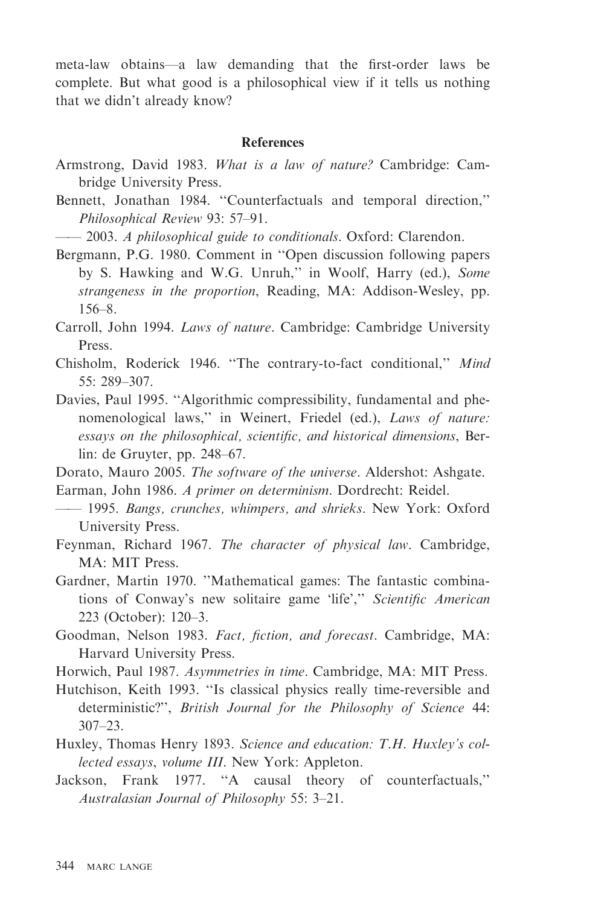meta-law obtains—a law demanding that the first-order laws be complete. But what good is a philosophical view if it tells us nothing that we didn't already know?

## References

Armstrong, David 1983. *What is a law of nature?* Cambridge: Cambridge University Press.

Bennett, Jonathan 1984. "Counterfactuals and temporal direction," *Philosophical Review* 93: 57–91.

—— 2003. *A philosophical guide to conditionals*. Oxford: Clarendon.

Bergmann, P.G. 1980. Comment in "Open discussion following papers by S. Hawking and W.G. Unruh," in Woolf, Harry (ed.), *Some strangeness in the proportion*, Reading, MA: Addison-Wesley, pp. 156–8.

Carroll, John 1994. *Laws of nature*. Cambridge: Cambridge University Press.

Chisholm, Roderick 1946. "The contrary-to-fact conditional," *Mind* 55: 289–307.

Davies, Paul 1995. "Algorithmic compressibility, fundamental and phenomenological laws," in Weinert, Friedel (ed.), *Laws of nature: essays on the philosophical, scientific, and historical dimensions*, Berlin: de Gruyter, pp. 248–67.

Dorato, Mauro 2005. *The software of the universe*. Aldershot: Ashgate.

Earman, John 1986. *A primer on determinism*. Dordrecht: Reidel.

—— 1995. *Bangs, crunches, whimpers, and shrieks*. New York: Oxford University Press.

Feynman, Richard 1967. *The character of physical law*. Cambridge, MA: MIT Press.

Gardner, Martin 1970. "Mathematical games: The fantastic combinations of Conway's new solitaire game 'life'," *Scientific American* 223 (October): 120–3.

Goodman, Nelson 1983. *Fact, fiction, and forecast*. Cambridge, MA: Harvard University Press.

Horwich, Paul 1987. *Asymmetries in time*. Cambridge, MA: MIT Press.

Hutchison, Keith 1993. "Is classical physics really time-reversible and deterministic?", *British Journal for the Philosophy of Science* 44: 307–23.

Huxley, Thomas Henry 1893. *Science and education: T.H. Huxley's collected essays, volume III*. New York: Appleton.

Jackson, Frank 1977. "A causal theory of counterfactuals," *Australasian Journal of Philosophy* 55: 3–21.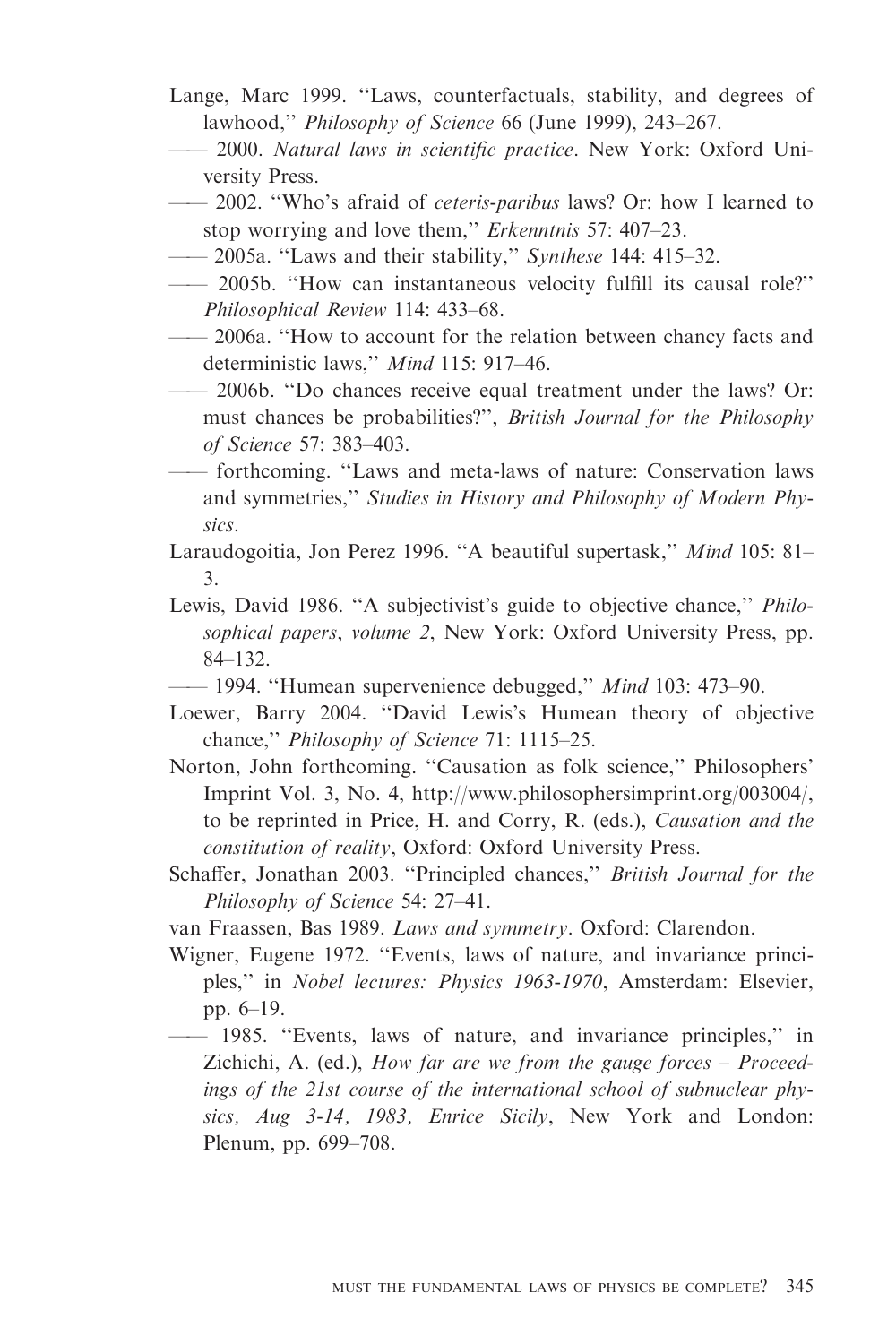Lange, Marc 1999. ''Laws, counterfactuals, stability, and degrees of lawhood,'' *Philosophy of Science* 66 (June 1999), 243–267.

—— 2000. *Natural laws in scientific practice*. New York: Oxford University Press.

—— 2002. ''Who's afraid of *ceteris-paribus* laws? Or: how I learned to stop worrying and love them,'' *Erkenntnis* 57: 407–23.

—— 2005a. ''Laws and their stability,'' *Synthese* 144: 415–32.

—— 2005b. ''How can instantaneous velocity fulfill its causal role?'' *Philosophical Review* 114: 433–68.

—— 2006a. ''How to account for the relation between chancy facts and deterministic laws,'' *Mind* 115: 917–46.

—— 2006b. ''Do chances receive equal treatment under the laws? Or: must chances be probabilities?'', *British Journal for the Philosophy of Science* 57: 383–403.

—— forthcoming. ''Laws and meta-laws of nature: Conservation laws and symmetries,'' *Studies in History and Philosophy of Modern Physics*.

Laraudogoitia, Jon Perez 1996. ''A beautiful supertask,'' *Mind* 105: 81–3.

Lewis, David 1986. ''A subjectivist's guide to objective chance,'' *Philosophical papers, volume 2*, New York: Oxford University Press, pp. 84–132.

—— 1994. ''Humean supervenience debugged,'' *Mind* 103: 473–90.

Loewer, Barry 2004. ''David Lewis's Humean theory of objective chance,'' *Philosophy of Science* 71: 1115–25.

Norton, John forthcoming. ''Causation as folk science,'' Philosophers' Imprint Vol. 3, No. 4, http://www.philosophersimprint.org/003004/, to be reprinted in Price, H. and Corry, R. (eds.), *Causation and the constitution of reality*, Oxford: Oxford University Press.

Schaffer, Jonathan 2003. ''Principled chances,'' *British Journal for the Philosophy of Science* 54: 27–41.

van Fraassen, Bas 1989. *Laws and symmetry*. Oxford: Clarendon.

Wigner, Eugene 1972. ''Events, laws of nature, and invariance principles,'' in *Nobel lectures: Physics 1963-1970*, Amsterdam: Elsevier, pp. 6–19.

—— 1985. ''Events, laws of nature, and invariance principles,'' in Zichichi, A. (ed.), *How far are we from the gauge forces – Proceedings of the 21st course of the international school of subnuclear physics, Aug 3-14, 1983, Enrice Sicily*, New York and London: Plenum, pp. 699–708.